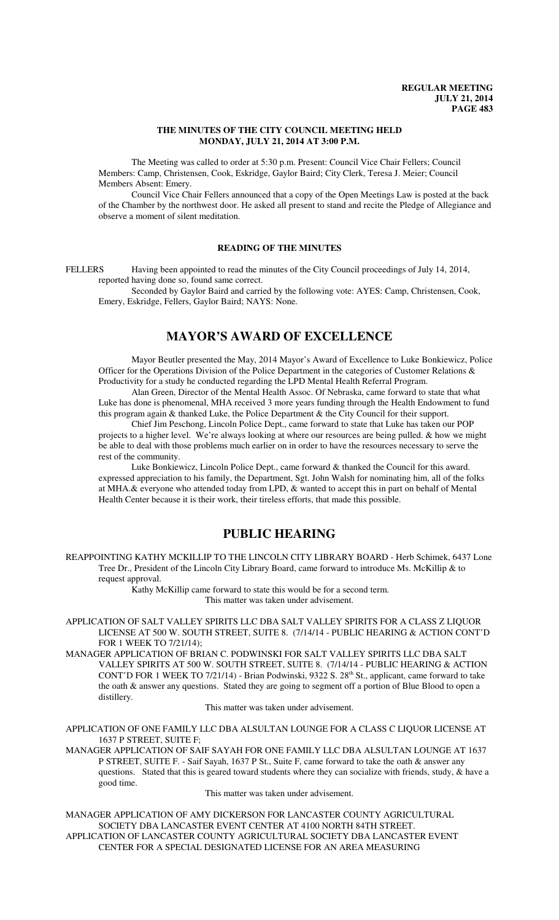# THE MINUTES OF THE CITY COUNCIL MEETING HELD MONDAY, JULY 21, 2014 AT 3:00 P.M.

The Meeting was called to order at 5:30 p.m. Present: Council Vice Chair Fellers; Council Members: Camp, Christensen, Cook, Eskridge, Gaylor Baird; City Clerk, Teresa J. Meier; Council Members Absent: Emery.

Council Vice Chair Fellers announced that a copy of the Open Meetings Law is posted at the back of the Chamber by the northwest door. He asked all present to stand and recite the Pledge of Allegiance and observe a moment of silent meditation.

## READING OF THE MINUTES

FELLERS Having been appointed to read the minutes of the City Council proceedings of July 14, 2014, reported having done so, found same correct.

Seconded by Gaylor Baird and carried by the following vote: AYES: Camp, Christensen, Cook, Emery, Eskridge, Fellers, Gaylor Baird; NAYS: None.

# MAYOR'S AWARD OF EXCELLENCE

Mayor Beutler presented the May, 2014 Mayor's Award of Excellence to Luke Bonkiewicz, Police Officer for the Operations Division of the Police Department in the categories of Customer Relations & Productivity for a study he conducted regarding the LPD Mental Health Referral Program.

Alan Green, Director of the Mental Health Assoc. Of Nebraska, came forward to state that what Luke has done is phenomenal, MHA received 3 more years funding through the Health Endowment to fund this program again & thanked Luke, the Police Department & the City Council for their support.

Chief Jim Peschong, Lincoln Police Dept., came forward to state that Luke has taken our POP projects to a higher level. We're always looking at where our resources are being pulled. & how we might be able to deal with those problems much earlier on in order to have the resources necessary to serve the rest of the community.

Luke Bonkiewicz, Lincoln Police Dept., came forward & thanked the Council for this award. expressed appreciation to his family, the Department, Sgt. John Walsh for nominating him, all of the folks at MHA.& everyone who attended today from LPD, & wanted to accept this in part on behalf of Mental Health Center because it is their work, their tireless efforts, that made this possible.

# PUBLIC HEARING

REAPPOINTING KATHY MCKILLIP TO THE LINCOLN CITY LIBRARY BOARD - Herb Schimek, 6437 Lone Tree Dr., President of the Lincoln City Library Board, came forward to introduce Ms. McKillip & to request approval.

Kathy McKillip came forward to state this would be for a second term.

This matter was taken under advisement.

APPLICATION OF SALT VALLEY SPIRITS LLC DBA SALT VALLEY SPIRITS FOR A CLASS Z LIQUOR LICENSE AT 500 W. SOUTH STREET, SUITE 8. (7/14/14 - PUBLIC HEARING & ACTION CONT'D FOR 1 WEEK TO 7/21/14);

MANAGER APPLICATION OF BRIAN C. PODWINSKI FOR SALT VALLEY SPIRITS LLC DBA SALT VALLEY SPIRITS AT 500 W. SOUTH STREET, SUITE 8. (7/14/14 - PUBLIC HEARING & ACTION CONT'D FOR 1 WEEK TO 7/21/14) - Brian Podwinski, 9322 S. 28th St., applicant, came forward to take the oath & answer any questions. Stated they are going to segment off a portion of Blue Blood to open a distillery.

This matter was taken under advisement.

APPLICATION OF ONE FAMILY LLC DBA ALSULTAN LOUNGE FOR A CLASS C LIQUOR LICENSE AT 1637 P STREET, SUITE F;

MANAGER APPLICATION OF SAIF SAYAH FOR ONE FAMILY LLC DBA ALSULTAN LOUNGE AT 1637 P STREET, SUITE F. - Saif Sayah, 1637 P St., Suite F, came forward to take the oath & answer any questions. Stated that this is geared toward students where they can socialize with friends, study, & have a good time.

This matter was taken under advisement.

MANAGER APPLICATION OF AMY DICKERSON FOR LANCASTER COUNTY AGRICULTURAL SOCIETY DBA LANCASTER EVENT CENTER AT 4100 NORTH 84TH STREET.

APPLICATION OF LANCASTER COUNTY AGRICULTURAL SOCIETY DBA LANCASTER EVENT CENTER FOR A SPECIAL DESIGNATED LICENSE FOR AN AREA MEASURING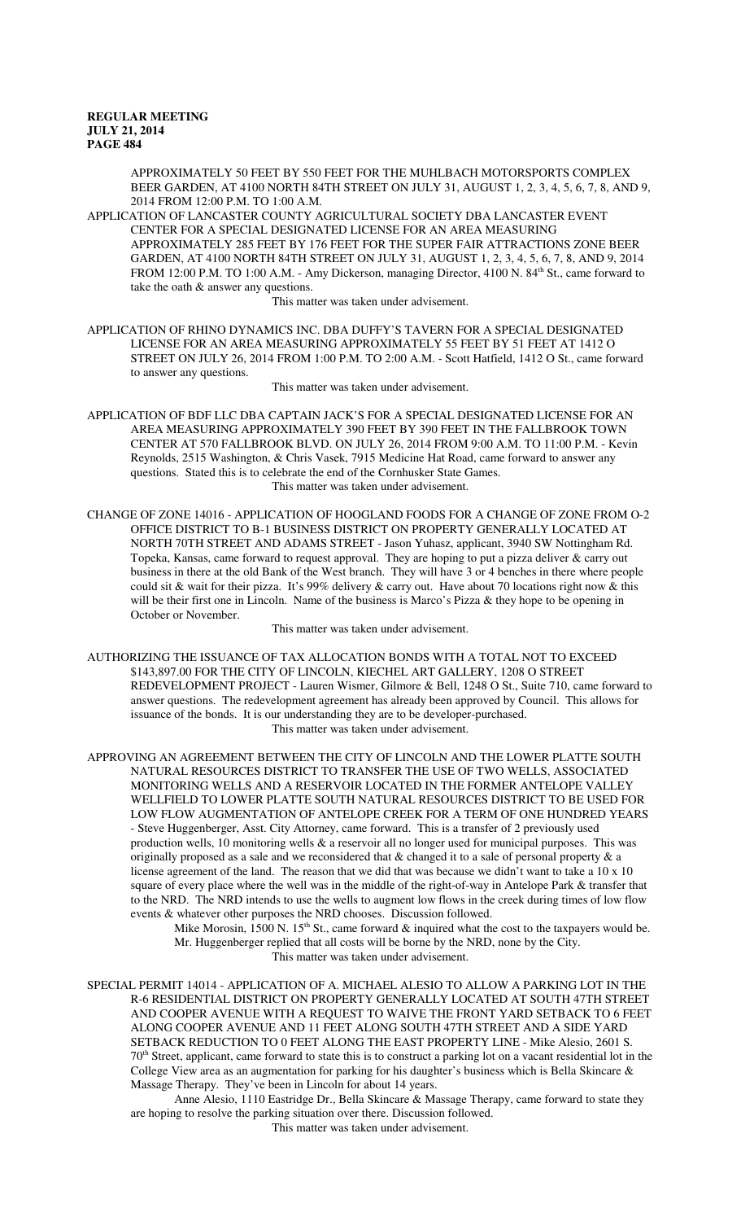APPROXIMATELY 50 FEET BY 550 FEET FOR THE MUHLBACH MOTORSPORTS COMPLEX BEER GARDEN, AT 4100 NORTH 84TH STREET ON JULY 31, AUGUST 1, 2, 3, 4, 5, 6, 7, 8, AND 9, 2014 FROM 12:00 P.M. TO 1:00 A.M.

APPLICATION OF LANCASTER COUNTY AGRICULTURAL SOCIETY DBA LANCASTER EVENT CENTER FOR A SPECIAL DESIGNATED LICENSE FOR AN AREA MEASURING APPROXIMATELY 285 FEET BY 176 FEET FOR THE SUPER FAIR ATTRACTIONS ZONE BEER GARDEN, AT 4100 NORTH 84TH STREET ON JULY 31, AUGUST 1, 2, 3, 4, 5, 6, 7, 8, AND 9, 2014 FROM 12:00 P.M. TO 1:00 A.M. - Amy Dickerson, managing Director, 4100 N. 84th St., came forward to take the oath & answer any questions.

This matter was taken under advisement.

APPLICATION OF RHINO DYNAMICS INC. DBA DUFFY'S TAVERN FOR A SPECIAL DESIGNATED LICENSE FOR AN AREA MEASURING APPROXIMATELY 55 FEET BY 51 FEET AT 1412 O STREET ON JULY 26, 2014 FROM 1:00 P.M. TO 2:00 A.M. - Scott Hatfield, 1412 O St., came forward to answer any questions.

This matter was taken under advisement.

APPLICATION OF BDF LLC DBA CAPTAIN JACK'S FOR A SPECIAL DESIGNATED LICENSE FOR AN AREA MEASURING APPROXIMATELY 390 FEET BY 390 FEET IN THE FALLBROOK TOWN CENTER AT 570 FALLBROOK BLVD. ON JULY 26, 2014 FROM 9:00 A.M. TO 11:00 P.M. - Kevin Reynolds, 2515 Washington, & Chris Vasek, 7915 Medicine Hat Road, came forward to answer any questions. Stated this is to celebrate the end of the Cornhusker State Games.

This matter was taken under advisement.

CHANGE OF ZONE 14016 - APPLICATION OF HOOGLAND FOODS FOR A CHANGE OF ZONE FROM O-2 OFFICE DISTRICT TO B-1 BUSINESS DISTRICT ON PROPERTY GENERALLY LOCATED AT NORTH 70TH STREET AND ADAMS STREET - Jason Yuhasz, applicant, 3940 SW Nottingham Rd. Topeka, Kansas, came forward to request approval. They are hoping to put a pizza deliver & carry out business in there at the old Bank of the West branch. They will have 3 or 4 benches in there where people could sit & wait for their pizza. It's 99% delivery & carry out. Have about 70 locations right now & this will be their first one in Lincoln. Name of the business is Marco's Pizza & they hope to be opening in October or November.

This matter was taken under advisement.

AUTHORIZING THE ISSUANCE OF TAX ALLOCATION BONDS WITH A TOTAL NOT TO EXCEED $143,897.00 FOR THE CITY OF LINCOLN, KIECHEL ART GALLERY, 1208 O STREET REDEVELOPMENT PROJECT - Lauren Wismer, Gilmore & Bell, 1248 O St., Suite 710, came forward to answer questions. The redevelopment agreement has already been approved by Council. This allows for issuance of the bonds. It is our understanding they are to be developer-purchased.

This matter was taken under advisement.

APPROVING AN AGREEMENT BETWEEN THE CITY OF LINCOLN AND THE LOWER PLATTE SOUTH NATURAL RESOURCES DISTRICT TO TRANSFER THE USE OF TWO WELLS, ASSOCIATED MONITORING WELLS AND A RESERVOIR LOCATED IN THE FORMER ANTELOPE VALLEY WELLFIELD TO LOWER PLATTE SOUTH NATURAL RESOURCES DISTRICT TO BE USED FOR LOW FLOW AUGMENTATION OF ANTELOPE CREEK FOR A TERM OF ONE HUNDRED YEARS - Steve Huggenberger, Asst. City Attorney, came forward. This is a transfer of 2 previously used production wells, 10 monitoring wells & a reservoir all no longer used for municipal purposes. This was originally proposed as a sale and we reconsidered that & changed it to a sale of personal property & a license agreement of the land. The reason that we did that was because we didn't want to take a 10 x 10 square of every place where the well was in the middle of the right-of-way in Antelope Park & transfer that to the NRD. The NRD intends to use the wells to augment low flows in the creek during times of low flow events & whatever other purposes the NRD chooses. Discussion followed.

Mike Morosin, 1500 N. 15th St., came forward & inquired what the cost to the taxpayers would be. Mr. Huggenberger replied that all costs will be borne by the NRD, none by the City.

This matter was taken under advisement.

SPECIAL PERMIT 14014 - APPLICATION OF A. MICHAEL ALESIO TO ALLOW A PARKING LOT IN THE R-6 RESIDENTIAL DISTRICT ON PROPERTY GENERALLY LOCATED AT SOUTH 47TH STREET AND COOPER AVENUE WITH A REQUEST TO WAIVE THE FRONT YARD SETBACK TO 6 FEET ALONG COOPER AVENUE AND 11 FEET ALONG SOUTH 47TH STREET AND A SIDE YARD SETBACK REDUCTION TO 0 FEET ALONG THE EAST PROPERTY LINE - Mike Alesio, 2601 S. 70th Street, applicant, came forward to state this is to construct a parking lot on a vacant residential lot in the College View area as an augmentation for parking for his daughter's business which is Bella Skincare & Massage Therapy. They've been in Lincoln for about 14 years.

Anne Alesio, 1110 Eastridge Dr., Bella Skincare & Massage Therapy, came forward to state they are hoping to resolve the parking situation over there. Discussion followed.

This matter was taken under advisement.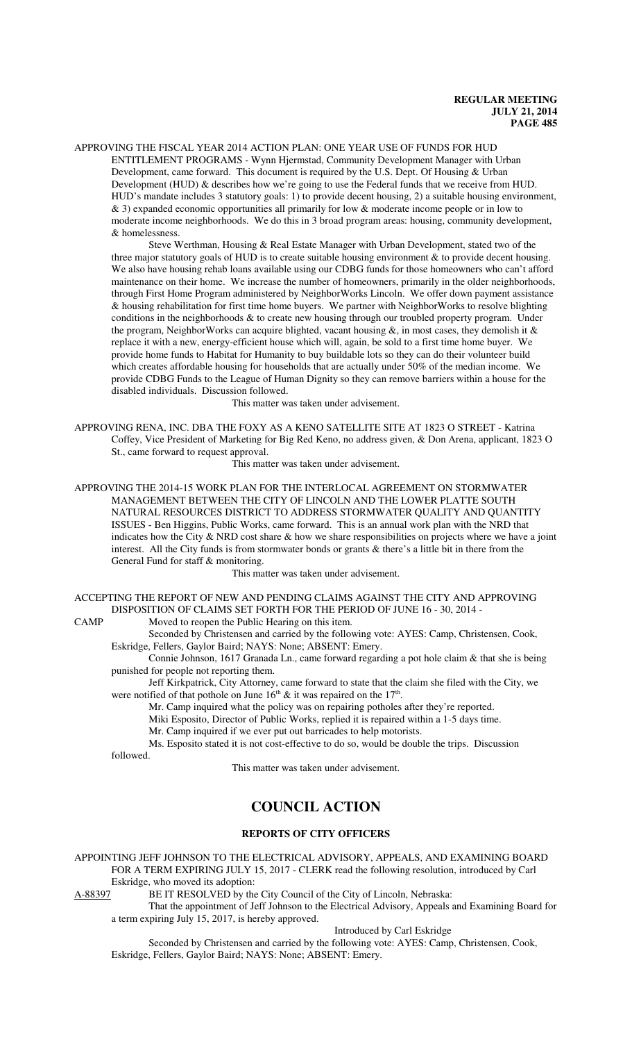APPROVING THE FISCAL YEAR 2014 ACTION PLAN: ONE YEAR USE OF FUNDS FOR HUD ENTITLEMENT PROGRAMS - Wynn Hjermstad, Community Development Manager with Urban Development, came forward. This document is required by the U.S. Dept. Of Housing & Urban Development (HUD) & describes how we're going to use the Federal funds that we receive from HUD. HUD's mandate includes 3 statutory goals: 1) to provide decent housing, 2) a suitable housing environment, & 3) expanded economic opportunities all primarily for low & moderate income people or in low to moderate income neighborhoods. We do this in 3 broad program areas: housing, community development, & homelessness.

Steve Werthman, Housing & Real Estate Manager with Urban Development, stated two of the three major statutory goals of HUD is to create suitable housing environment & to provide decent housing. We also have housing rehab loans available using our CDBG funds for those homeowners who can't afford maintenance on their home. We increase the number of homeowners, primarily in the older neighborhoods, through First Home Program administered by NeighborWorks Lincoln. We offer down payment assistance & housing rehabilitation for first time home buyers. We partner with NeighborWorks to resolve blighting conditions in the neighborhoods & to create new housing through our troubled property program. Under the program, NeighborWorks can acquire blighted, vacant housing &, in most cases, they demolish it & replace it with a new, energy-efficient house which will, again, be sold to a first time home buyer. We provide home funds to Habitat for Humanity to buy buildable lots so they can do their volunteer build which creates affordable housing for households that are actually under 50% of the median income. We provide CDBG Funds to the League of Human Dignity so they can remove barriers within a house for the disabled individuals. Discussion followed.

This matter was taken under advisement.

APPROVING RENA, INC. DBA THE FOXY AS A KENO SATELLITE SITE AT 1823 O STREET - Katrina Coffey, Vice President of Marketing for Big Red Keno, no address given, & Don Arena, applicant, 1823 O St., came forward to request approval.

This matter was taken under advisement.

APPROVING THE 2014-15 WORK PLAN FOR THE INTERLOCAL AGREEMENT ON STORMWATER MANAGEMENT BETWEEN THE CITY OF LINCOLN AND THE LOWER PLATTE SOUTH NATURAL RESOURCES DISTRICT TO ADDRESS STORMWATER QUALITY AND QUANTITY ISSUES - Ben Higgins, Public Works, came forward. This is an annual work plan with the NRD that indicates how the City & NRD cost share & how we share responsibilities on projects where we have a joint interest. All the City funds is from stormwater bonds or grants & there's a little bit in there from the General Fund for staff & monitoring.

This matter was taken under advisement.

ACCEPTING THE REPORT OF NEW AND PENDING CLAIMS AGAINST THE CITY AND APPROVING DISPOSITION OF CLAIMS SET FORTH FOR THE PERIOD OF JUNE 16 - 30, 2014 -

CAMP Moved to reopen the Public Hearing on this item.

Seconded by Christensen and carried by the following vote: AYES: Camp, Christensen, Cook, Eskridge, Fellers, Gaylor Baird; NAYS: None; ABSENT: Emery.

Connie Johnson, 1617 Granada Ln., came forward regarding a pot hole claim & that she is being punished for people not reporting them.

Jeff Kirkpatrick, City Attorney, came forward to state that the claim she filed with the City, we were notified of that pothole on June 16th & it was repaired on the 17th.

Mr. Camp inquired what the policy was on repairing potholes after they're reported.

Miki Esposito, Director of Public Works, replied it is repaired within a 1-5 days time.

Mr. Camp inquired if we ever put out barricades to help motorists.

Ms. Esposito stated it is not cost-effective to do so, would be double the trips. Discussion followed.

This matter was taken under advisement.

# COUNCIL ACTION

## REPORTS OF CITY OFFICERS

APPOINTING JEFF JOHNSON TO THE ELECTRICAL ADVISORY, APPEALS, AND EXAMINING BOARD FOR A TERM EXPIRING JULY 15, 2017 - CLERK read the following resolution, introduced by Carl Eskridge, who moved its adoption:

A-88397 BE IT RESOLVED by the City Council of the City of Lincoln, Nebraska:

That the appointment of Jeff Johnson to the Electrical Advisory, Appeals and Examining Board for a term expiring July 15, 2017, is hereby approved.

Introduced by Carl Eskridge

Seconded by Christensen and carried by the following vote: AYES: Camp, Christensen, Cook, Eskridge, Fellers, Gaylor Baird; NAYS: None; ABSENT: Emery.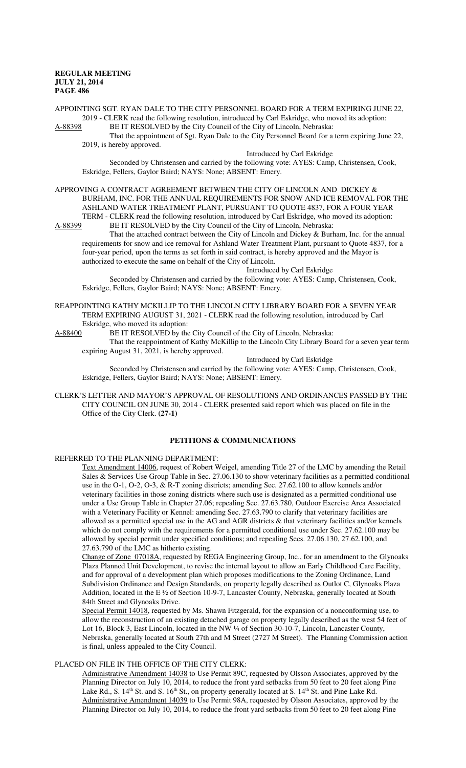APPOINTING SGT. RYAN DALE TO THE CITY PERSONNEL BOARD FOR A TERM EXPIRING JUNE 22, 2019 - CLERK read the following resolution, introduced by Carl Eskridge, who moved its adoption:

A-88398 BE IT RESOLVED by the City Council of the City of Lincoln, Nebraska:

That the appointment of Sgt. Ryan Dale to the City Personnel Board for a term expiring June 22, 2019, is hereby approved.

Introduced by Carl Eskridge

Seconded by Christensen and carried by the following vote: AYES: Camp, Christensen, Cook, Eskridge, Fellers, Gaylor Baird; NAYS: None; ABSENT: Emery.

APPROVING A CONTRACT AGREEMENT BETWEEN THE CITY OF LINCOLN AND DICKEY & BURHAM, INC. FOR THE ANNUAL REQUIREMENTS FOR SNOW AND ICE REMOVAL FOR THE ASHLAND WATER TREATMENT PLANT, PURSUANT TO QUOTE 4837, FOR A FOUR YEAR TERM - CLERK read the following resolution, introduced by Carl Eskridge, who moved its adoption:

A-88399 BE IT RESOLVED by the City Council of the City of Lincoln, Nebraska:

That the attached contract between the City of Lincoln and Dickey & Burham, Inc. for the annual requirements for snow and ice removal for Ashland Water Treatment Plant, pursuant to Quote 4837, for a four-year period, upon the terms as set forth in said contract, is hereby approved and the Mayor is authorized to execute the same on behalf of the City of Lincoln.

Introduced by Carl Eskridge

Seconded by Christensen and carried by the following vote: AYES: Camp, Christensen, Cook, Eskridge, Fellers, Gaylor Baird; NAYS: None; ABSENT: Emery.

REAPPOINTING KATHY MCKILLIP TO THE LINCOLN CITY LIBRARY BOARD FOR A SEVEN YEAR TERM EXPIRING AUGUST 31, 2021 - CLERK read the following resolution, introduced by Carl Eskridge, who moved its adoption:

A-88400 BE IT RESOLVED by the City Council of the City of Lincoln, Nebraska:

That the reappointment of Kathy McKillip to the Lincoln City Library Board for a seven year term expiring August 31, 2021, is hereby approved.

Introduced by Carl Eskridge

Seconded by Christensen and carried by the following vote: AYES: Camp, Christensen, Cook, Eskridge, Fellers, Gaylor Baird; NAYS: None; ABSENT: Emery.

CLERK'S LETTER AND MAYOR'S APPROVAL OF RESOLUTIONS AND ORDINANCES PASSED BY THE CITY COUNCIL ON JUNE 30, 2014 - CLERK presented said report which was placed on file in the Office of the City Clerk. **(27-1)**

## PETITIONS & COMMUNICATIONS

REFERRED TO THE PLANNING DEPARTMENT:

Text Amendment 14006, request of Robert Weigel, amending Title 27 of the LMC by amending the Retail Sales & Services Use Group Table in Sec. 27.06.130 to show veterinary facilities as a permitted conditional use in the O-1, O-2, O-3, & R-T zoning districts; amending Sec. 27.62.100 to allow kennels and/or veterinary facilities in those zoning districts where such use is designated as a permitted conditional use under a Use Group Table in Chapter 27.06; repealing Sec. 27.63.780, Outdoor Exercise Area Associated with a Veterinary Facility or Kennel: amending Sec. 27.63.790 to clarify that veterinary facilities are allowed as a permitted special use in the AG and AGR districts & that veterinary facilities and/or kennels which do not comply with the requirements for a permitted conditional use under Sec. 27.62.100 may be allowed by special permit under specified conditions; and repealing Secs. 27.06.130, 27.62.100, and 27.63.790 of the LMC as hitherto existing.

Change of Zone 07018A, requested by REGA Engineering Group, Inc., for an amendment to the Glynoaks Plaza Planned Unit Development, to revise the internal layout to allow an Early Childhood Care Facility, and for approval of a development plan which proposes modifications to the Zoning Ordinance, Land Subdivision Ordinance and Design Standards, on property legally described as Outlot C, Glynoaks Plaza Addition, located in the E ½ of Section 10-9-7, Lancaster County, Nebraska, generally located at South 84th Street and Glynoaks Drive.

Special Permit 14018, requested by Ms. Shawn Fitzgerald, for the expansion of a nonconforming use, to allow the reconstruction of an existing detached garage on property legally described as the west 54 feet of Lot 16, Block 3, East Lincoln, located in the NW ¼ of Section 30-10-7, Lincoln, Lancaster County, Nebraska, generally located at South 27th and M Street (2727 M Street). The Planning Commission action is final, unless appealed to the City Council.

PLACED ON FILE IN THE OFFICE OF THE CITY CLERK:

Administrative Amendment 14038 to Use Permit 89C, requested by Olsson Associates, approved by the Planning Director on July 10, 2014, to reduce the front yard setbacks from 50 feet to 20 feet along Pine Lake Rd., S. 14th St. and S. 16th St., on property generally located at S. 14th St. and Pine Lake Rd.

Administrative Amendment 14039 to Use Permit 98A, requested by Olsson Associates, approved by the Planning Director on July 10, 2014, to reduce the front yard setbacks from 50 feet to 20 feet along Pine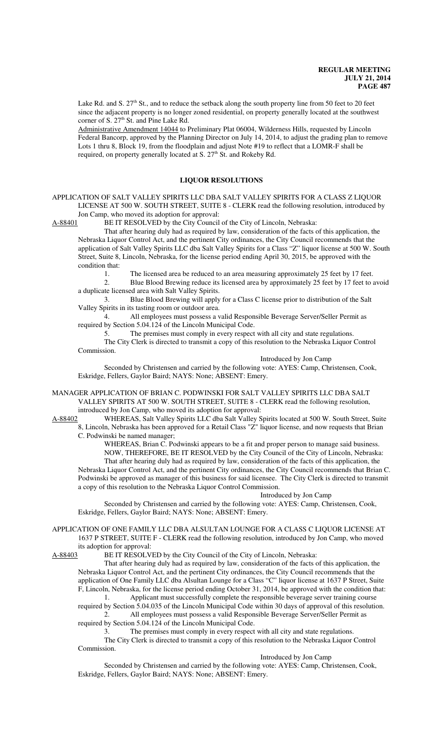Lake Rd. and S. 27th St., and to reduce the setback along the south property line from 50 feet to 20 feet since the adjacent property is no longer zoned residential, on property generally located at the southwest corner of S. 27th St. and Pine Lake Rd.

Administrative Amendment 14044 to Preliminary Plat 06004, Wilderness Hills, requested by Lincoln Federal Bancorp, approved by the Planning Director on July 14, 2014, to adjust the grading plan to remove Lots 1 thru 8, Block 19, from the floodplain and adjust Note #19 to reflect that a LOMR-F shall be required, on property generally located at S. 27th St. and Rokeby Rd.

## LIQUOR RESOLUTIONS

APPLICATION OF SALT VALLEY SPIRITS LLC DBA SALT VALLEY SPIRITS FOR A CLASS Z LIQUOR LICENSE AT 500 W. SOUTH STREET, SUITE 8 - CLERK read the following resolution, introduced by Jon Camp, who moved its adoption for approval:

A-88401 BE IT RESOLVED by the City Council of the City of Lincoln, Nebraska:

That after hearing duly had as required by law, consideration of the facts of this application, the Nebraska Liquor Control Act, and the pertinent City ordinances, the City Council recommends that the application of Salt Valley Spirits LLC dba Salt Valley Spirits for a Class "Z" liquor license at 500 W. South Street, Suite 8, Lincoln, Nebraska, for the license period ending April 30, 2015, be approved with the condition that:

1. The licensed area be reduced to an area measuring approximately 25 feet by 17 feet.
2. Blue Blood Brewing reduce its licensed area by approximately 25 feet by 17 feet to avoid a duplicate licensed area with Salt Valley Spirits.
3. Blue Blood Brewing will apply for a Class C license prior to distribution of the Salt Valley Spirits in its tasting room or outdoor area.
4. All employees must possess a valid Responsible Beverage Server/Seller Permit as required by Section 5.04.124 of the Lincoln Municipal Code.
5. The premises must comply in every respect with all city and state regulations.

The City Clerk is directed to transmit a copy of this resolution to the Nebraska Liquor Control Commission.

Introduced by Jon Camp

Seconded by Christensen and carried by the following vote: AYES: Camp, Christensen, Cook, Eskridge, Fellers, Gaylor Baird; NAYS: None; ABSENT: Emery.

MANAGER APPLICATION OF BRIAN C. PODWINSKI FOR SALT VALLEY SPIRITS LLC DBA SALT VALLEY SPIRITS AT 500 W. SOUTH STREET, SUITE 8 - CLERK read the following resolution, introduced by Jon Camp, who moved its adoption for approval:

A-88402 WHEREAS, Salt Valley Spirits LLC dba Salt Valley Spirits located at 500 W. South Street, Suite 8, Lincoln, Nebraska has been approved for a Retail Class "Z" liquor license, and now requests that Brian C. Podwinski be named manager;

WHEREAS, Brian C. Podwinski appears to be a fit and proper person to manage said business.

NOW, THEREFORE, BE IT RESOLVED by the City Council of the City of Lincoln, Nebraska:

That after hearing duly had as required by law, consideration of the facts of this application, the Nebraska Liquor Control Act, and the pertinent City ordinances, the City Council recommends that Brian C. Podwinski be approved as manager of this business for said licensee. The City Clerk is directed to transmit a copy of this resolution to the Nebraska Liquor Control Commission.

Introduced by Jon Camp

Seconded by Christensen and carried by the following vote: AYES: Camp, Christensen, Cook, Eskridge, Fellers, Gaylor Baird; NAYS: None; ABSENT: Emery.

APPLICATION OF ONE FAMILY LLC DBA ALSULTAN LOUNGE FOR A CLASS C LIQUOR LICENSE AT 1637 P STREET, SUITE F - CLERK read the following resolution, introduced by Jon Camp, who moved its adoption for approval:

A-88403 BE IT RESOLVED by the City Council of the City of Lincoln, Nebraska:

That after hearing duly had as required by law, consideration of the facts of this application, the Nebraska Liquor Control Act, and the pertinent City ordinances, the City Council recommends that the application of One Family LLC dba Alsultan Lounge for a Class "C" liquor license at 1637 P Street, Suite F, Lincoln, Nebraska, for the license period ending October 31, 2014, be approved with the condition that:

1. Applicant must successfully complete the responsible beverage server training course required by Section 5.04.035 of the Lincoln Municipal Code within 30 days of approval of this resolution.
2. All employees must possess a valid Responsible Beverage Server/Seller Permit as required by Section 5.04.124 of the Lincoln Municipal Code.
3. The premises must comply in every respect with all city and state regulations.

The City Clerk is directed to transmit a copy of this resolution to the Nebraska Liquor Control Commission.

Introduced by Jon Camp

Seconded by Christensen and carried by the following vote: AYES: Camp, Christensen, Cook, Eskridge, Fellers, Gaylor Baird; NAYS: None; ABSENT: Emery.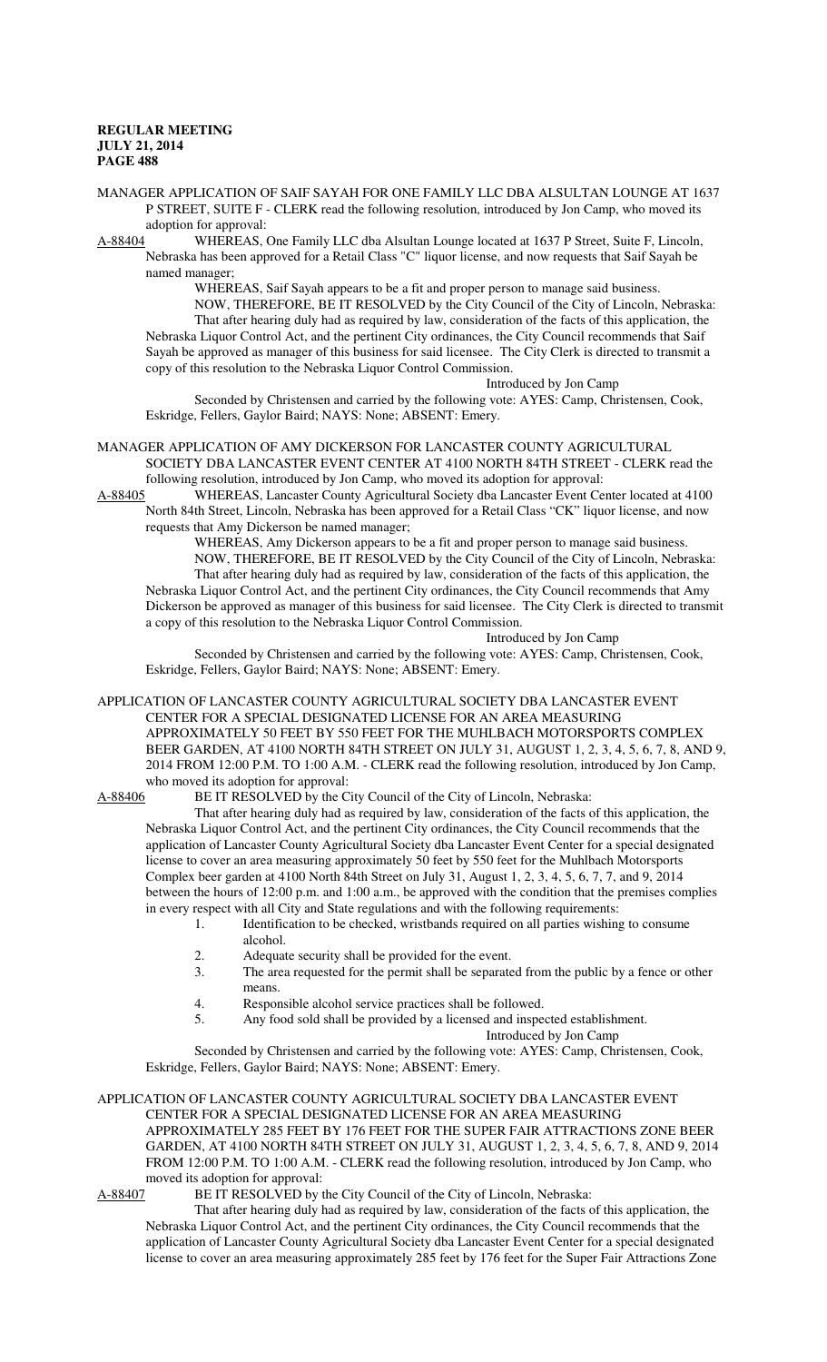MANAGER APPLICATION OF SAIF SAYAH FOR ONE FAMILY LLC DBA ALSULTAN LOUNGE AT 1637 P STREET, SUITE F - CLERK read the following resolution, introduced by Jon Camp, who moved its adoption for approval:

A-88404 WHEREAS, One Family LLC dba Alsultan Lounge located at 1637 P Street, Suite F, Lincoln, Nebraska has been approved for a Retail Class "C" liquor license, and now requests that Saif Sayah be named manager;

WHEREAS, Saif Sayah appears to be a fit and proper person to manage said business.

NOW, THEREFORE, BE IT RESOLVED by the City Council of the City of Lincoln, Nebraska: That after hearing duly had as required by law, consideration of the facts of this application, the Nebraska Liquor Control Act, and the pertinent City ordinances, the City Council recommends that Saif Sayah be approved as manager of this business for said licensee. The City Clerk is directed to transmit a copy of this resolution to the Nebraska Liquor Control Commission.

Introduced by Jon Camp

Seconded by Christensen and carried by the following vote: AYES: Camp, Christensen, Cook, Eskridge, Fellers, Gaylor Baird; NAYS: None; ABSENT: Emery.

MANAGER APPLICATION OF AMY DICKERSON FOR LANCASTER COUNTY AGRICULTURAL SOCIETY DBA LANCASTER EVENT CENTER AT 4100 NORTH 84TH STREET - CLERK read the following resolution, introduced by Jon Camp, who moved its adoption for approval:

A-88405 WHEREAS, Lancaster County Agricultural Society dba Lancaster Event Center located at 4100 North 84th Street, Lincoln, Nebraska has been approved for a Retail Class "CK" liquor license, and now requests that Amy Dickerson be named manager;

WHEREAS, Amy Dickerson appears to be a fit and proper person to manage said business.

NOW, THEREFORE, BE IT RESOLVED by the City Council of the City of Lincoln, Nebraska: That after hearing duly had as required by law, consideration of the facts of this application, the Nebraska Liquor Control Act, and the pertinent City ordinances, the City Council recommends that Amy Dickerson be approved as manager of this business for said licensee. The City Clerk is directed to transmit a copy of this resolution to the Nebraska Liquor Control Commission.

Introduced by Jon Camp

Seconded by Christensen and carried by the following vote: AYES: Camp, Christensen, Cook, Eskridge, Fellers, Gaylor Baird; NAYS: None; ABSENT: Emery.

APPLICATION OF LANCASTER COUNTY AGRICULTURAL SOCIETY DBA LANCASTER EVENT CENTER FOR A SPECIAL DESIGNATED LICENSE FOR AN AREA MEASURING APPROXIMATELY 50 FEET BY 550 FEET FOR THE MUHLBACH MOTORSPORTS COMPLEX BEER GARDEN, AT 4100 NORTH 84TH STREET ON JULY 31, AUGUST 1, 2, 3, 4, 5, 6, 7, 8, AND 9, 2014 FROM 12:00 P.M. TO 1:00 A.M. - CLERK read the following resolution, introduced by Jon Camp, who moved its adoption for approval:

A-88406 BE IT RESOLVED by the City Council of the City of Lincoln, Nebraska:

That after hearing duly had as required by law, consideration of the facts of this application, the Nebraska Liquor Control Act, and the pertinent City ordinances, the City Council recommends that the application of Lancaster County Agricultural Society dba Lancaster Event Center for a special designated license to cover an area measuring approximately 50 feet by 550 feet for the Muhlbach Motorsports Complex beer garden at 4100 North 84th Street on July 31, August 1, 2, 3, 4, 5, 6, 7, 7, and 9, 2014 between the hours of 12:00 p.m. and 1:00 a.m., be approved with the condition that the premises complies in every respect with all City and State regulations and with the following requirements:

1. Identification to be checked, wristbands required on all parties wishing to consume alcohol.
2. Adequate security shall be provided for the event.
3. The area requested for the permit shall be separated from the public by a fence or other means.
4. Responsible alcohol service practices shall be followed.
5. Any food sold shall be provided by a licensed and inspected establishment.

Introduced by Jon Camp

Seconded by Christensen and carried by the following vote: AYES: Camp, Christensen, Cook, Eskridge, Fellers, Gaylor Baird; NAYS: None; ABSENT: Emery.

APPLICATION OF LANCASTER COUNTY AGRICULTURAL SOCIETY DBA LANCASTER EVENT CENTER FOR A SPECIAL DESIGNATED LICENSE FOR AN AREA MEASURING APPROXIMATELY 285 FEET BY 176 FEET FOR THE SUPER FAIR ATTRACTIONS ZONE BEER GARDEN, AT 4100 NORTH 84TH STREET ON JULY 31, AUGUST 1, 2, 3, 4, 5, 6, 7, 8, AND 9, 2014 FROM 12:00 P.M. TO 1:00 A.M. - CLERK read the following resolution, introduced by Jon Camp, who moved its adoption for approval:

A-88407 BE IT RESOLVED by the City Council of the City of Lincoln, Nebraska:

That after hearing duly had as required by law, consideration of the facts of this application, the Nebraska Liquor Control Act, and the pertinent City ordinances, the City Council recommends that the application of Lancaster County Agricultural Society dba Lancaster Event Center for a special designated license to cover an area measuring approximately 285 feet by 176 feet for the Super Fair Attractions Zone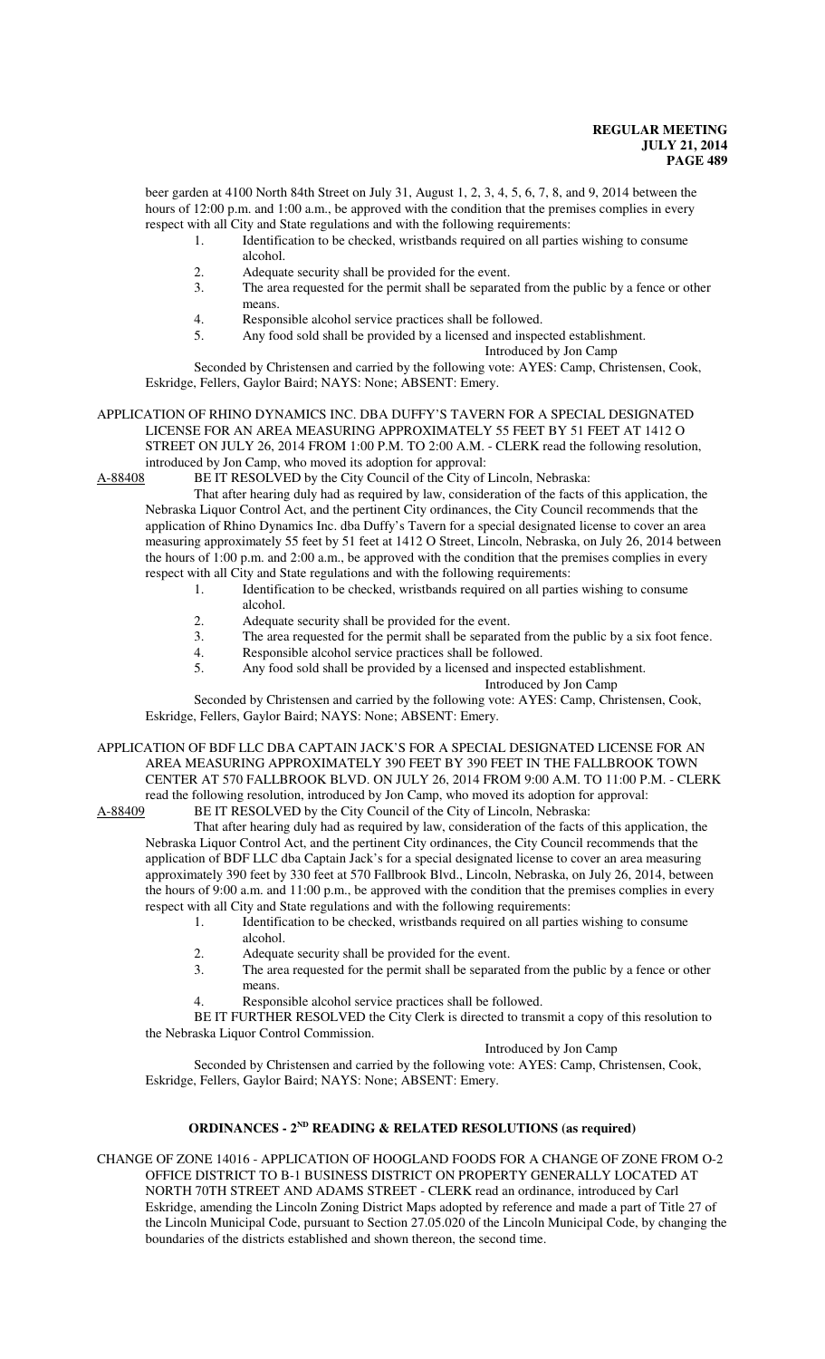beer garden at 4100 North 84th Street on July 31, August 1, 2, 3, 4, 5, 6, 7, 8, and 9, 2014 between the hours of 12:00 p.m. and 1:00 a.m., be approved with the condition that the premises complies in every respect with all City and State regulations and with the following requirements:

1. Identification to be checked, wristbands required on all parties wishing to consume alcohol.
2. Adequate security shall be provided for the event.
3. The area requested for the permit shall be separated from the public by a fence or other means.
4. Responsible alcohol service practices shall be followed.
5. Any food sold shall be provided by a licensed and inspected establishment.

Introduced by Jon Camp

Seconded by Christensen and carried by the following vote: AYES: Camp, Christensen, Cook, Eskridge, Fellers, Gaylor Baird; NAYS: None; ABSENT: Emery.

APPLICATION OF RHINO DYNAMICS INC. DBA DUFFY'S TAVERN FOR A SPECIAL DESIGNATED LICENSE FOR AN AREA MEASURING APPROXIMATELY 55 FEET BY 51 FEET AT 1412 O STREET ON JULY 26, 2014 FROM 1:00 P.M. TO 2:00 A.M. - CLERK read the following resolution, introduced by Jon Camp, who moved its adoption for approval:

A-88408 BE IT RESOLVED by the City Council of the City of Lincoln, Nebraska:

That after hearing duly had as required by law, consideration of the facts of this application, the Nebraska Liquor Control Act, and the pertinent City ordinances, the City Council recommends that the application of Rhino Dynamics Inc. dba Duffy's Tavern for a special designated license to cover an area measuring approximately 55 feet by 51 feet at 1412 O Street, Lincoln, Nebraska, on July 26, 2014 between the hours of 1:00 p.m. and 2:00 a.m., be approved with the condition that the premises complies in every respect with all City and State regulations and with the following requirements:

1. Identification to be checked, wristbands required on all parties wishing to consume alcohol.
2. Adequate security shall be provided for the event.
3. The area requested for the permit shall be separated from the public by a six foot fence.
4. Responsible alcohol service practices shall be followed.
5. Any food sold shall be provided by a licensed and inspected establishment.

Introduced by Jon Camp

Seconded by Christensen and carried by the following vote: AYES: Camp, Christensen, Cook, Eskridge, Fellers, Gaylor Baird; NAYS: None; ABSENT: Emery.

APPLICATION OF BDF LLC DBA CAPTAIN JACK'S FOR A SPECIAL DESIGNATED LICENSE FOR AN AREA MEASURING APPROXIMATELY 390 FEET BY 390 FEET IN THE FALLBROOK TOWN CENTER AT 570 FALLBROOK BLVD. ON JULY 26, 2014 FROM 9:00 A.M. TO 11:00 P.M. - CLERK read the following resolution, introduced by Jon Camp, who moved its adoption for approval:

A-88409 BE IT RESOLVED by the City Council of the City of Lincoln, Nebraska:

That after hearing duly had as required by law, consideration of the facts of this application, the Nebraska Liquor Control Act, and the pertinent City ordinances, the City Council recommends that the application of BDF LLC dba Captain Jack's for a special designated license to cover an area measuring approximately 390 feet by 330 feet at 570 Fallbrook Blvd., Lincoln, Nebraska, on July 26, 2014, between the hours of 9:00 a.m. and 11:00 p.m., be approved with the condition that the premises complies in every respect with all City and State regulations and with the following requirements:

1. Identification to be checked, wristbands required on all parties wishing to consume alcohol.
2. Adequate security shall be provided for the event.
3. The area requested for the permit shall be separated from the public by a fence or other means.
4. Responsible alcohol service practices shall be followed.

BE IT FURTHER RESOLVED the City Clerk is directed to transmit a copy of this resolution to the Nebraska Liquor Control Commission.

Introduced by Jon Camp

Seconded by Christensen and carried by the following vote: AYES: Camp, Christensen, Cook, Eskridge, Fellers, Gaylor Baird; NAYS: None; ABSENT: Emery.

## ORDINANCES - 2ND READING & RELATED RESOLUTIONS (as required)

CHANGE OF ZONE 14016 - APPLICATION OF HOOGLAND FOODS FOR A CHANGE OF ZONE FROM O-2 OFFICE DISTRICT TO B-1 BUSINESS DISTRICT ON PROPERTY GENERALLY LOCATED AT NORTH 70TH STREET AND ADAMS STREET - CLERK read an ordinance, introduced by Carl Eskridge, amending the Lincoln Zoning District Maps adopted by reference and made a part of Title 27 of the Lincoln Municipal Code, pursuant to Section 27.05.020 of the Lincoln Municipal Code, by changing the boundaries of the districts established and shown thereon, the second time.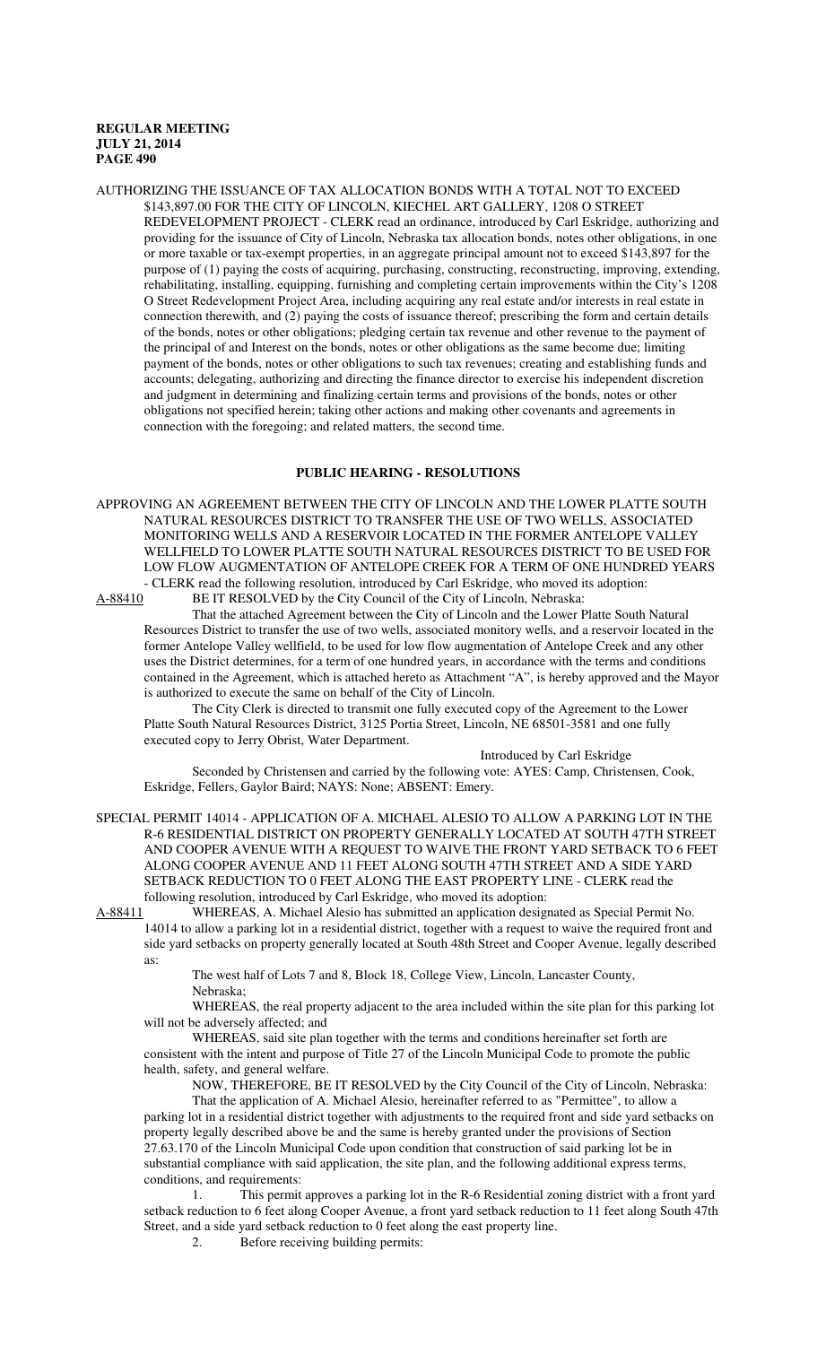AUTHORIZING THE ISSUANCE OF TAX ALLOCATION BONDS WITH A TOTAL NOT TO EXCEED $143,897.00 FOR THE CITY OF LINCOLN, KIECHEL ART GALLERY, 1208 O STREET REDEVELOPMENT PROJECT - CLERK read an ordinance, introduced by Carl Eskridge, authorizing and providing for the issuance of City of Lincoln, Nebraska tax allocation bonds, notes other obligations, in one or more taxable or tax-exempt properties, in an aggregate principal amount not to exceed $143,897 for the purpose of (1) paying the costs of acquiring, purchasing, constructing, reconstructing, improving, extending, rehabilitating, installing, equipping, furnishing and completing certain improvements within the City's 1208 O Street Redevelopment Project Area, including acquiring any real estate and/or interests in real estate in connection therewith, and (2) paying the costs of issuance thereof; prescribing the form and certain details of the bonds, notes or other obligations; pledging certain tax revenue and other revenue to the payment of the principal of and Interest on the bonds, notes or other obligations as the same become due; limiting payment of the bonds, notes or other obligations to such tax revenues; creating and establishing funds and accounts; delegating, authorizing and directing the finance director to exercise his independent discretion and judgment in determining and finalizing certain terms and provisions of the bonds, notes or other obligations not specified herein; taking other actions and making other covenants and agreements in connection with the foregoing; and related matters, the second time.

## PUBLIC HEARING - RESOLUTIONS

APPROVING AN AGREEMENT BETWEEN THE CITY OF LINCOLN AND THE LOWER PLATTE SOUTH NATURAL RESOURCES DISTRICT TO TRANSFER THE USE OF TWO WELLS, ASSOCIATED MONITORING WELLS AND A RESERVOIR LOCATED IN THE FORMER ANTELOPE VALLEY WELLFIELD TO LOWER PLATTE SOUTH NATURAL RESOURCES DISTRICT TO BE USED FOR LOW FLOW AUGMENTATION OF ANTELOPE CREEK FOR A TERM OF ONE HUNDRED YEARS - CLERK read the following resolution, introduced by Carl Eskridge, who moved its adoption:

A-88410 BE IT RESOLVED by the City Council of the City of Lincoln, Nebraska:

That the attached Agreement between the City of Lincoln and the Lower Platte South Natural Resources District to transfer the use of two wells, associated monitory wells, and a reservoir located in the former Antelope Valley wellfield, to be used for low flow augmentation of Antelope Creek and any other uses the District determines, for a term of one hundred years, in accordance with the terms and conditions contained in the Agreement, which is attached hereto as Attachment "A", is hereby approved and the Mayor is authorized to execute the same on behalf of the City of Lincoln.

The City Clerk is directed to transmit one fully executed copy of the Agreement to the Lower Platte South Natural Resources District, 3125 Portia Street, Lincoln, NE 68501-3581 and one fully executed copy to Jerry Obrist, Water Department.

Introduced by Carl Eskridge

Seconded by Christensen and carried by the following vote: AYES: Camp, Christensen, Cook, Eskridge, Fellers, Gaylor Baird; NAYS: None; ABSENT: Emery.

SPECIAL PERMIT 14014 - APPLICATION OF A. MICHAEL ALESIO TO ALLOW A PARKING LOT IN THE R-6 RESIDENTIAL DISTRICT ON PROPERTY GENERALLY LOCATED AT SOUTH 47TH STREET AND COOPER AVENUE WITH A REQUEST TO WAIVE THE FRONT YARD SETBACK TO 6 FEET ALONG COOPER AVENUE AND 11 FEET ALONG SOUTH 47TH STREET AND A SIDE YARD SETBACK REDUCTION TO 0 FEET ALONG THE EAST PROPERTY LINE - CLERK read the following resolution, introduced by Carl Eskridge, who moved its adoption:

A-88411 WHEREAS, A. Michael Alesio has submitted an application designated as Special Permit No. 14014 to allow a parking lot in a residential district, together with a request to waive the required front and side yard setbacks on property generally located at South 48th Street and Cooper Avenue, legally described as:

The west half of Lots 7 and 8, Block 18, College View, Lincoln, Lancaster County, Nebraska;

WHEREAS, the real property adjacent to the area included within the site plan for this parking lot will not be adversely affected; and

WHEREAS, said site plan together with the terms and conditions hereinafter set forth are consistent with the intent and purpose of Title 27 of the Lincoln Municipal Code to promote the public health, safety, and general welfare.

NOW, THEREFORE, BE IT RESOLVED by the City Council of the City of Lincoln, Nebraska:

That the application of A. Michael Alesio, hereinafter referred to as "Permittee", to allow a parking lot in a residential district together with adjustments to the required front and side yard setbacks on property legally described above be and the same is hereby granted under the provisions of Section 27.63.170 of the Lincoln Municipal Code upon condition that construction of said parking lot be in substantial compliance with said application, the site plan, and the following additional express terms, conditions, and requirements:

1. This permit approves a parking lot in the R-6 Residential zoning district with a front yard setback reduction to 6 feet along Cooper Avenue, a front yard setback reduction to 11 feet along South 47th Street, and a side yard setback reduction to 0 feet along the east property line.

2. Before receiving building permits: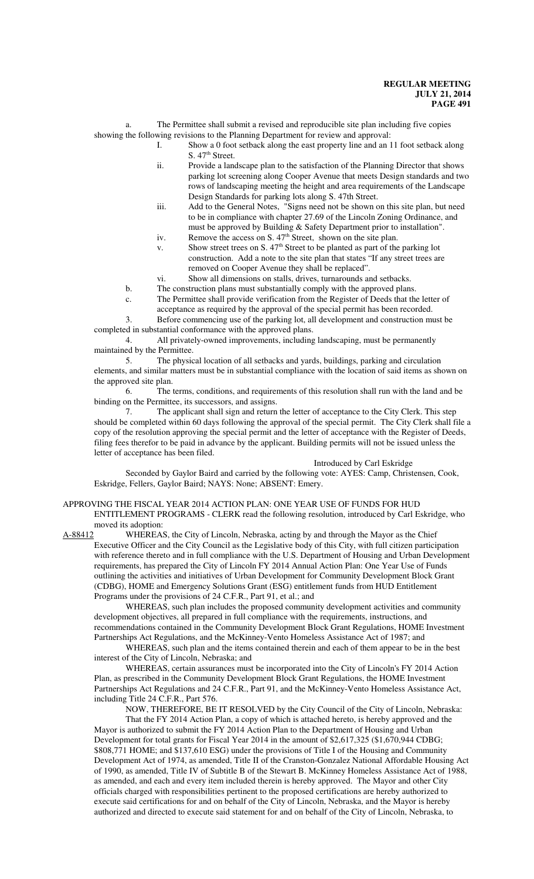a. The Permittee shall submit a revised and reproducible site plan including five copies showing the following revisions to the Planning Department for review and approval:

I. Show a 0 foot setback along the east property line and an 11 foot setback along S. 47th Street.

ii. Provide a landscape plan to the satisfaction of the Planning Director that shows parking lot screening along Cooper Avenue that meets Design standards and two rows of landscaping meeting the height and area requirements of the Landscape Design Standards for parking lots along S. 47th Street.

iii. Add to the General Notes, "Signs need not be shown on this site plan, but need to be in compliance with chapter 27.69 of the Lincoln Zoning Ordinance, and must be approved by Building & Safety Department prior to installation".

iv. Remove the access on S. 47th Street, shown on the site plan.

v. Show street trees on S. 47th Street to be planted as part of the parking lot construction. Add a note to the site plan that states "If any street trees are removed on Cooper Avenue they shall be replaced".

vi. Show all dimensions on stalls, drives, turnarounds and setbacks.

b. The construction plans must substantially comply with the approved plans.

c. The Permittee shall provide verification from the Register of Deeds that the letter of acceptance as required by the approval of the special permit has been recorded.

3. Before commencing use of the parking lot, all development and construction must be completed in substantial conformance with the approved plans.

4. All privately-owned improvements, including landscaping, must be permanently maintained by the Permittee.

5. The physical location of all setbacks and yards, buildings, parking and circulation elements, and similar matters must be in substantial compliance with the location of said items as shown on the approved site plan.

6. The terms, conditions, and requirements of this resolution shall run with the land and be binding on the Permittee, its successors, and assigns.

7. The applicant shall sign and return the letter of acceptance to the City Clerk. This step should be completed within 60 days following the approval of the special permit. The City Clerk shall file a copy of the resolution approving the special permit and the letter of acceptance with the Register of Deeds, filing fees therefor to be paid in advance by the applicant. Building permits will not be issued unless the letter of acceptance has been filed.

Introduced by Carl Eskridge

Seconded by Gaylor Baird and carried by the following vote: AYES: Camp, Christensen, Cook, Eskridge, Fellers, Gaylor Baird; NAYS: None; ABSENT: Emery.

APPROVING THE FISCAL YEAR 2014 ACTION PLAN: ONE YEAR USE OF FUNDS FOR HUD ENTITLEMENT PROGRAMS - CLERK read the following resolution, introduced by Carl Eskridge, who moved its adoption:

A-88412 WHEREAS, the City of Lincoln, Nebraska, acting by and through the Mayor as the Chief Executive Officer and the City Council as the Legislative body of this City, with full citizen participation with reference thereto and in full compliance with the U.S. Department of Housing and Urban Development requirements, has prepared the City of Lincoln FY 2014 Annual Action Plan: One Year Use of Funds outlining the activities and initiatives of Urban Development for Community Development Block Grant (CDBG), HOME and Emergency Solutions Grant (ESG) entitlement funds from HUD Entitlement Programs under the provisions of 24 C.F.R., Part 91, et al.; and

WHEREAS, such plan includes the proposed community development activities and community development objectives, all prepared in full compliance with the requirements, instructions, and recommendations contained in the Community Development Block Grant Regulations, HOME Investment Partnerships Act Regulations, and the McKinney-Vento Homeless Assistance Act of 1987; and

WHEREAS, such plan and the items contained therein and each of them appear to be in the best interest of the City of Lincoln, Nebraska; and

WHEREAS, certain assurances must be incorporated into the City of Lincoln's FY 2014 Action Plan, as prescribed in the Community Development Block Grant Regulations, the HOME Investment Partnerships Act Regulations and 24 C.F.R., Part 91, and the McKinney-Vento Homeless Assistance Act, including Title 24 C.F.R., Part 576.

NOW, THEREFORE, BE IT RESOLVED by the City Council of the City of Lincoln, Nebraska:

That the FY 2014 Action Plan, a copy of which is attached hereto, is hereby approved and the Mayor is authorized to submit the FY 2014 Action Plan to the Department of Housing and Urban Development for total grants for Fiscal Year 2014 in the amount of $2,617,325 ($1,670,944 CDBG; $808,771 HOME; and $137,610 ESG) under the provisions of Title I of the Housing and Community Development Act of 1974, as amended, Title II of the Cranston-Gonzalez National Affordable Housing Act of 1990, as amended, Title IV of Subtitle B of the Stewart B. McKinney Homeless Assistance Act of 1988, as amended, and each and every item included therein is hereby approved. The Mayor and other City officials charged with responsibilities pertinent to the proposed certifications are hereby authorized to execute said certifications for and on behalf of the City of Lincoln, Nebraska, and the Mayor is hereby authorized and directed to execute said statement for and on behalf of the City of Lincoln, Nebraska, to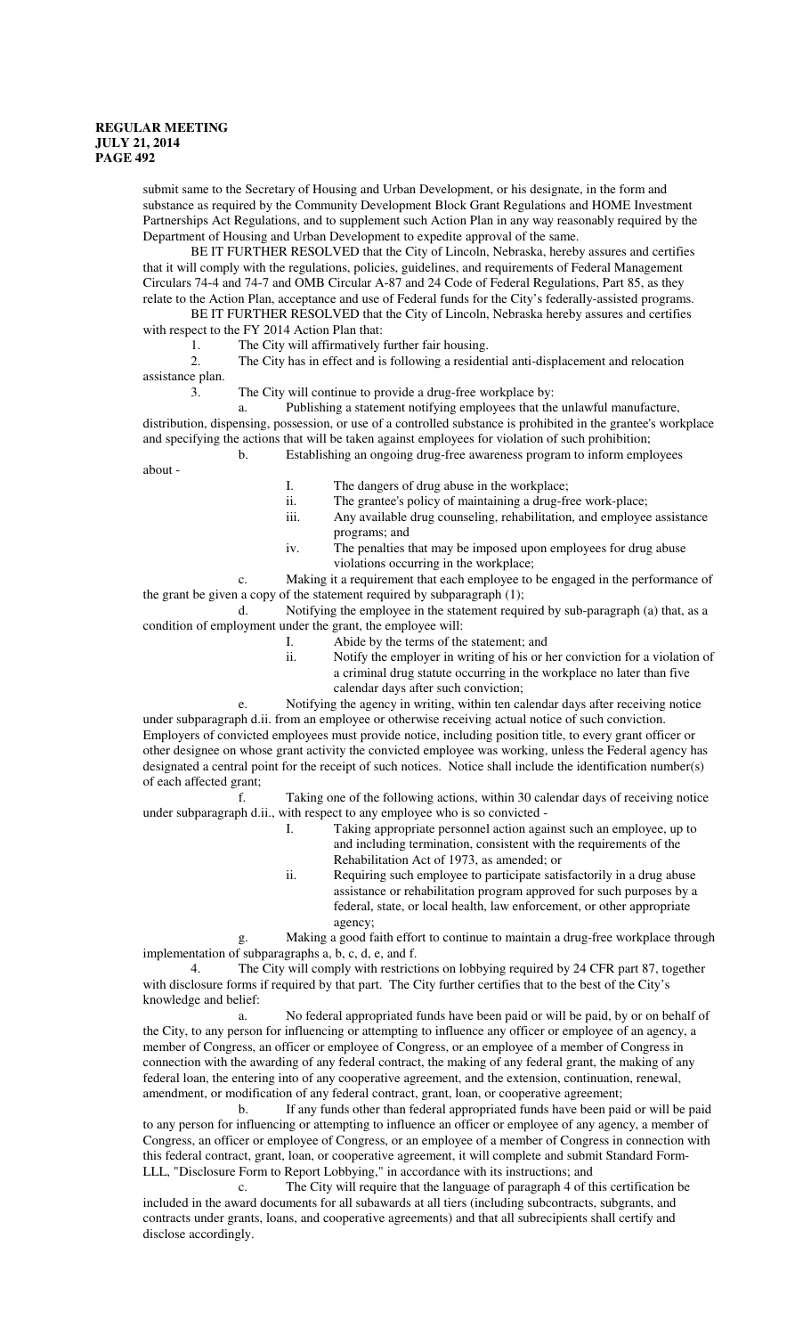submit same to the Secretary of Housing and Urban Development, or his designate, in the form and substance as required by the Community Development Block Grant Regulations and HOME Investment Partnerships Act Regulations, and to supplement such Action Plan in any way reasonably required by the Department of Housing and Urban Development to expedite approval of the same.

BE IT FURTHER RESOLVED that the City of Lincoln, Nebraska, hereby assures and certifies that it will comply with the regulations, policies, guidelines, and requirements of Federal Management Circulars 74-4 and 74-7 and OMB Circular A-87 and 24 Code of Federal Regulations, Part 85, as they relate to the Action Plan, acceptance and use of Federal funds for the City's federally-assisted programs.

BE IT FURTHER RESOLVED that the City of Lincoln, Nebraska hereby assures and certifies with respect to the FY 2014 Action Plan that:

1. The City will affirmatively further fair housing.
2. The City has in effect and is following a residential anti-displacement and relocation assistance plan.
3. The City will continue to provide a drug-free workplace by:
   a. Publishing a statement notifying employees that the unlawful manufacture, distribution, dispensing, possession, or use of a controlled substance is prohibited in the grantee's workplace and specifying the actions that will be taken against employees for violation of such prohibition;
   b. Establishing an ongoing drug-free awareness program to inform employees about -
      I. The dangers of drug abuse in the workplace;
      ii. The grantee's policy of maintaining a drug-free work-place;
      iii. Any available drug counseling, rehabilitation, and employee assistance programs; and
      iv. The penalties that may be imposed upon employees for drug abuse violations occurring in the workplace;
   c. Making it a requirement that each employee to be engaged in the performance of the grant be given a copy of the statement required by subparagraph (1);
   d. Notifying the employee in the statement required by sub-paragraph (a) that, as a condition of employment under the grant, the employee will:
      I. Abide by the terms of the statement; and
      ii. Notify the employer in writing of his or her conviction for a violation of a criminal drug statute occurring in the workplace no later than five calendar days after such conviction;
   e. Notifying the agency in writing, within ten calendar days after receiving notice under subparagraph d.ii. from an employee or otherwise receiving actual notice of such conviction. Employers of convicted employees must provide notice, including position title, to every grant officer or other designee on whose grant activity the convicted employee was working, unless the Federal agency has designated a central point for the receipt of such notices. Notice shall include the identification number(s) of each affected grant;
   f. Taking one of the following actions, within 30 calendar days of receiving notice under subparagraph d.ii., with respect to any employee who is so convicted -
      I. Taking appropriate personnel action against such an employee, up to and including termination, consistent with the requirements of the Rehabilitation Act of 1973, as amended; or
      ii. Requiring such employee to participate satisfactorily in a drug abuse assistance or rehabilitation program approved for such purposes by a federal, state, or local health, law enforcement, or other appropriate agency;
   g. Making a good faith effort to continue to maintain a drug-free workplace through implementation of subparagraphs a, b, c, d, e, and f.
4. The City will comply with restrictions on lobbying required by 24 CFR part 87, together with disclosure forms if required by that part. The City further certifies that to the best of the City's knowledge and belief:
   a. No federal appropriated funds have been paid or will be paid, by or on behalf of the City, to any person for influencing or attempting to influence any officer or employee of an agency, a member of Congress, an officer or employee of Congress, or an employee of a member of Congress in connection with the awarding of any federal contract, the making of any federal grant, the making of any federal loan, the entering into of any cooperative agreement, and the extension, continuation, renewal, amendment, or modification of any federal contract, grant, loan, or cooperative agreement;
   b. If any funds other than federal appropriated funds have been paid or will be paid to any person for influencing or attempting to influence an officer or employee of any agency, a member of Congress, an officer or employee of Congress, or an employee of a member of Congress in connection with this federal contract, grant, loan, or cooperative agreement, it will complete and submit Standard Form-LLL, "Disclosure Form to Report Lobbying," in accordance with its instructions; and
   c. The City will require that the language of paragraph 4 of this certification be included in the award documents for all subawards at all tiers (including subcontracts, subgrants, and contracts under grants, loans, and cooperative agreements) and that all subrecipients shall certify and disclose accordingly.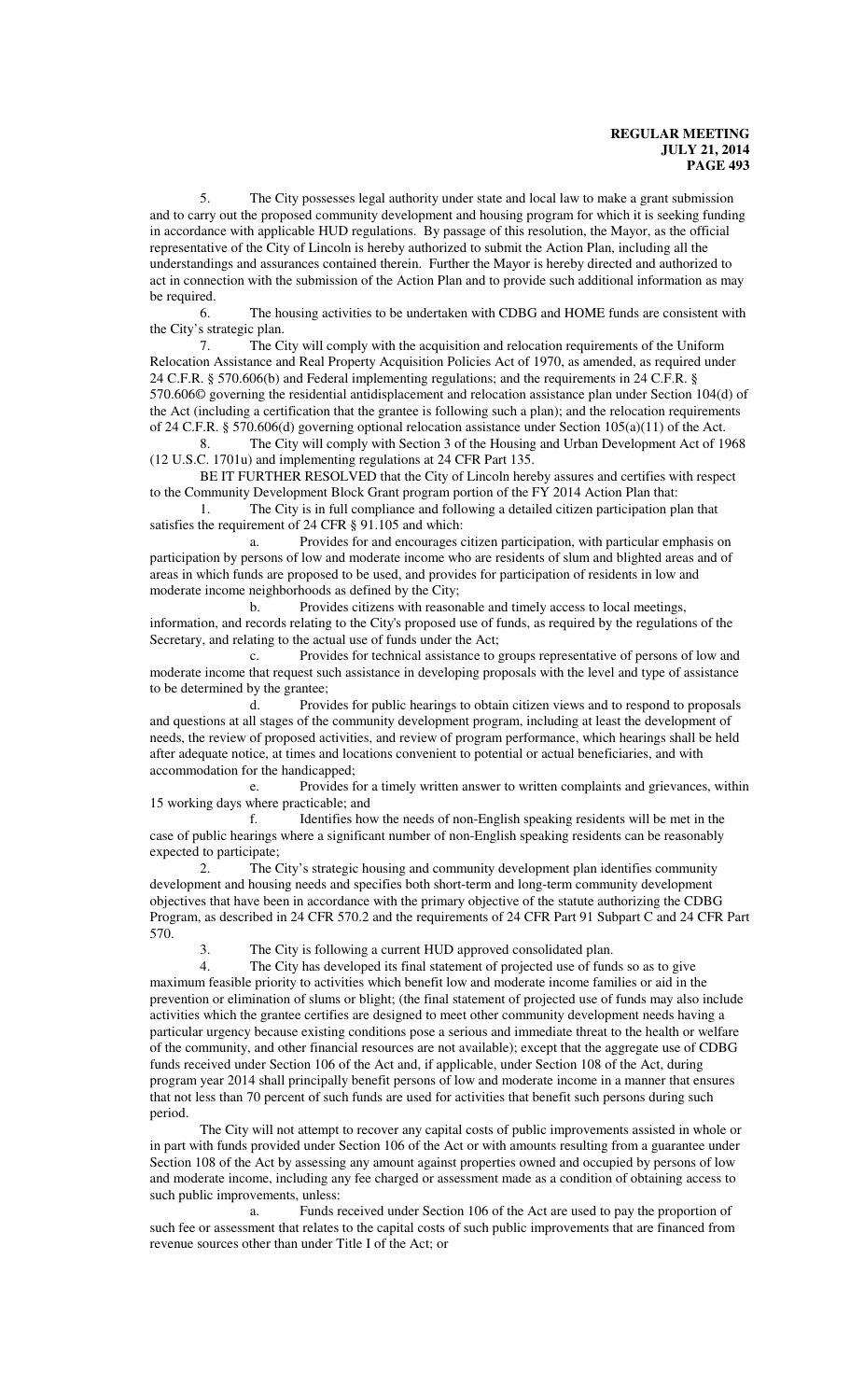5. The City possesses legal authority under state and local law to make a grant submission and to carry out the proposed community development and housing program for which it is seeking funding in accordance with applicable HUD regulations. By passage of this resolution, the Mayor, as the official representative of the City of Lincoln is hereby authorized to submit the Action Plan, including all the understandings and assurances contained therein. Further the Mayor is hereby directed and authorized to act in connection with the submission of the Action Plan and to provide such additional information as may be required.

6. The housing activities to be undertaken with CDBG and HOME funds are consistent with the City's strategic plan.

7. The City will comply with the acquisition and relocation requirements of the Uniform Relocation Assistance and Real Property Acquisition Policies Act of 1970, as amended, as required under 24 C.F.R. § 570.606(b) and Federal implementing regulations; and the requirements in 24 C.F.R. § 570.606© governing the residential antidisplacement and relocation assistance plan under Section 104(d) of the Act (including a certification that the grantee is following such a plan); and the relocation requirements of 24 C.F.R. § 570.606(d) governing optional relocation assistance under Section 105(a)(11) of the Act.

8. The City will comply with Section 3 of the Housing and Urban Development Act of 1968 (12 U.S.C. 1701u) and implementing regulations at 24 CFR Part 135.

BE IT FURTHER RESOLVED that the City of Lincoln hereby assures and certifies with respect to the Community Development Block Grant program portion of the FY 2014 Action Plan that:

1. The City is in full compliance and following a detailed citizen participation plan that satisfies the requirement of 24 CFR § 91.105 and which:

   a. Provides for and encourages citizen participation, with particular emphasis on participation by persons of low and moderate income who are residents of slum and blighted areas and of areas in which funds are proposed to be used, and provides for participation of residents in low and moderate income neighborhoods as defined by the City;

   b. Provides citizens with reasonable and timely access to local meetings, information, and records relating to the City's proposed use of funds, as required by the regulations of the Secretary, and relating to the actual use of funds under the Act;

   c. Provides for technical assistance to groups representative of persons of low and moderate income that request such assistance in developing proposals with the level and type of assistance to be determined by the grantee;

   d. Provides for public hearings to obtain citizen views and to respond to proposals and questions at all stages of the community development program, including at least the development of needs, the review of proposed activities, and review of program performance, which hearings shall be held after adequate notice, at times and locations convenient to potential or actual beneficiaries, and with accommodation for the handicapped;

   e. Provides for a timely written answer to written complaints and grievances, within 15 working days where practicable; and

   f. Identifies how the needs of non-English speaking residents will be met in the case of public hearings where a significant number of non-English speaking residents can be reasonably expected to participate;

2. The City's strategic housing and community development plan identifies community development and housing needs and specifies both short-term and long-term community development objectives that have been in accordance with the primary objective of the statute authorizing the CDBG Program, as described in 24 CFR 570.2 and the requirements of 24 CFR Part 91 Subpart C and 24 CFR Part 570.

3. The City is following a current HUD approved consolidated plan.

4. The City has developed its final statement of projected use of funds so as to give maximum feasible priority to activities which benefit low and moderate income families or aid in the prevention or elimination of slums or blight; (the final statement of projected use of funds may also include activities which the grantee certifies are designed to meet other community development needs having a particular urgency because existing conditions pose a serious and immediate threat to the health or welfare of the community, and other financial resources are not available); except that the aggregate use of CDBG funds received under Section 106 of the Act and, if applicable, under Section 108 of the Act, during program year 2014 shall principally benefit persons of low and moderate income in a manner that ensures that not less than 70 percent of such funds are used for activities that benefit such persons during such period.

The City will not attempt to recover any capital costs of public improvements assisted in whole or in part with funds provided under Section 106 of the Act or with amounts resulting from a guarantee under Section 108 of the Act by assessing any amount against properties owned and occupied by persons of low and moderate income, including any fee charged or assessment made as a condition of obtaining access to such public improvements, unless:

   a. Funds received under Section 106 of the Act are used to pay the proportion of such fee or assessment that relates to the capital costs of such public improvements that are financed from revenue sources other than under Title I of the Act; or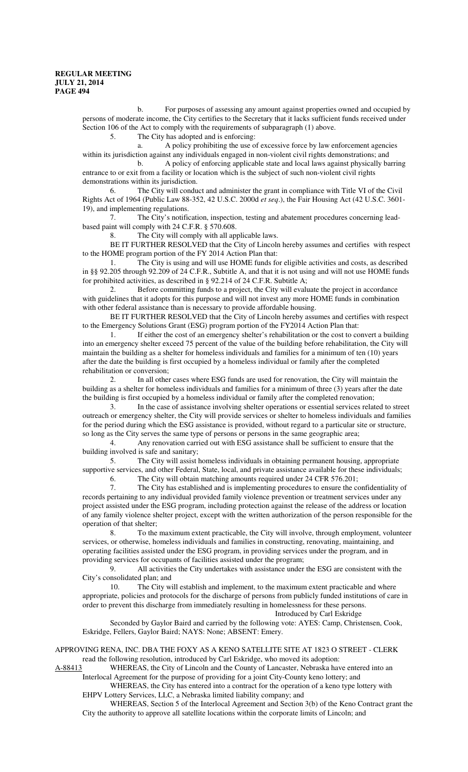b. For purposes of assessing any amount against properties owned and occupied by persons of moderate income, the City certifies to the Secretary that it lacks sufficient funds received under Section 106 of the Act to comply with the requirements of subparagraph (1) above.

5. The City has adopted and is enforcing:

a. A policy prohibiting the use of excessive force by law enforcement agencies within its jurisdiction against any individuals engaged in non-violent civil rights demonstrations; and

b. A policy of enforcing applicable state and local laws against physically barring entrance to or exit from a facility or location which is the subject of such non-violent civil rights demonstrations within its jurisdiction.

6. The City will conduct and administer the grant in compliance with Title VI of the Civil Rights Act of 1964 (Public Law 88-352, 42 U.S.C. 2000d *et seq*.), the Fair Housing Act (42 U.S.C. 3601-19), and implementing regulations.

7. The City's notification, inspection, testing and abatement procedures concerning lead-based paint will comply with 24 C.F.R. § 570.608.

8. The City will comply with all applicable laws.

BE IT FURTHER RESOLVED that the City of Lincoln hereby assumes and certifies with respect to the HOME program portion of the FY 2014 Action Plan that:

1. The City is using and will use HOME funds for eligible activities and costs, as described in §§ 92.205 through 92.209 of 24 C.F.R., Subtitle A, and that it is not using and will not use HOME funds for prohibited activities, as described in § 92.214 of 24 C.F.R. Subtitle A;

2. Before committing funds to a project, the City will evaluate the project in accordance with guidelines that it adopts for this purpose and will not invest any more HOME funds in combination with other federal assistance than is necessary to provide affordable housing.

BE IT FURTHER RESOLVED that the City of Lincoln hereby assumes and certifies with respect to the Emergency Solutions Grant (ESG) program portion of the FY2014 Action Plan that:

1. If either the cost of an emergency shelter's rehabilitation or the cost to convert a building into an emergency shelter exceed 75 percent of the value of the building before rehabilitation, the City will maintain the building as a shelter for homeless individuals and families for a minimum of ten (10) years after the date the building is first occupied by a homeless individual or family after the completed rehabilitation or conversion;

2. In all other cases where ESG funds are used for renovation, the City will maintain the building as a shelter for homeless individuals and families for a minimum of three (3) years after the date the building is first occupied by a homeless individual or family after the completed renovation;

3. In the case of assistance involving shelter operations or essential services related to street outreach or emergency shelter, the City will provide services or shelter to homeless individuals and families for the period during which the ESG assistance is provided, without regard to a particular site or structure, so long as the City serves the same type of persons or persons in the same geographic area;

4. Any renovation carried out with ESG assistance shall be sufficient to ensure that the building involved is safe and sanitary;

5. The City will assist homeless individuals in obtaining permanent housing, appropriate supportive services, and other Federal, State, local, and private assistance available for these individuals;

6. The City will obtain matching amounts required under 24 CFR 576.201;

7. The City has established and is implementing procedures to ensure the confidentiality of records pertaining to any individual provided family violence prevention or treatment services under any project assisted under the ESG program, including protection against the release of the address or location of any family violence shelter project, except with the written authorization of the person responsible for the operation of that shelter;

8. To the maximum extent practicable, the City will involve, through employment, volunteer services, or otherwise, homeless individuals and families in constructing, renovating, maintaining, and operating facilities assisted under the ESG program, in providing services under the program, and in providing services for occupants of facilities assisted under the program;

9. All activities the City undertakes with assistance under the ESG are consistent with the City's consolidated plan; and

10. The City will establish and implement, to the maximum extent practicable and where appropriate, policies and protocols for the discharge of persons from publicly funded institutions of care in order to prevent this discharge from immediately resulting in homelessness for these persons.

Introduced by Carl Eskridge

Seconded by Gaylor Baird and carried by the following vote: AYES: Camp, Christensen, Cook, Eskridge, Fellers, Gaylor Baird; NAYS: None; ABSENT: Emery.

APPROVING RENA, INC. DBA THE FOXY AS A KENO SATELLITE SITE AT 1823 O STREET - CLERK read the following resolution, introduced by Carl Eskridge, who moved its adoption:

A-88413 WHEREAS, the City of Lincoln and the County of Lancaster, Nebraska have entered into an Interlocal Agreement for the purpose of providing for a joint City-County keno lottery; and

WHEREAS, the City has entered into a contract for the operation of a keno type lottery with EHPV Lottery Services, LLC, a Nebraska limited liability company; and

WHEREAS, Section 5 of the Interlocal Agreement and Section 3(b) of the Keno Contract grant the City the authority to approve all satellite locations within the corporate limits of Lincoln; and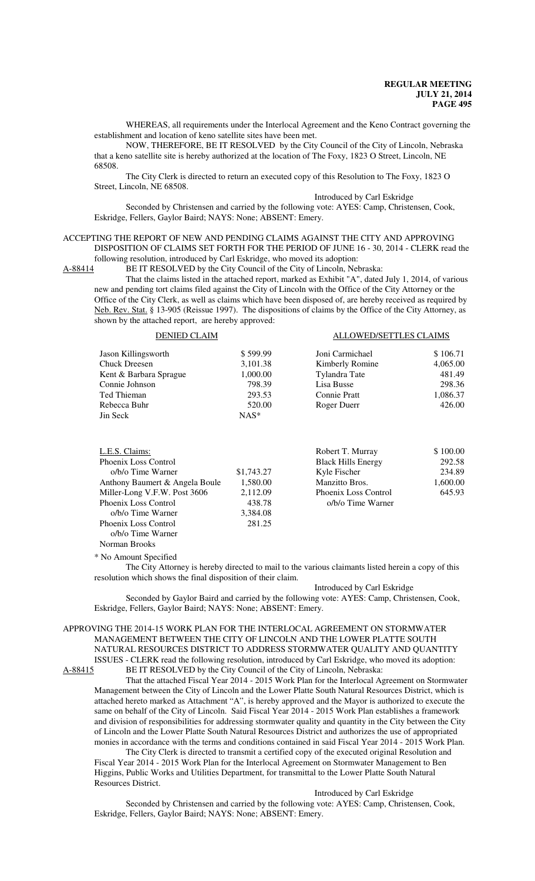WHEREAS, all requirements under the Interlocal Agreement and the Keno Contract governing the establishment and location of keno satellite sites have been met.

NOW, THEREFORE, BE IT RESOLVED by the City Council of the City of Lincoln, Nebraska that a keno satellite site is hereby authorized at the location of The Foxy, 1823 O Street, Lincoln, NE 68508.

The City Clerk is directed to return an executed copy of this Resolution to The Foxy, 1823 O Street, Lincoln, NE 68508.

Introduced by Carl Eskridge

Seconded by Christensen and carried by the following vote: AYES: Camp, Christensen, Cook, Eskridge, Fellers, Gaylor Baird; NAYS: None; ABSENT: Emery.

ACCEPTING THE REPORT OF NEW AND PENDING CLAIMS AGAINST THE CITY AND APPROVING DISPOSITION OF CLAIMS SET FORTH FOR THE PERIOD OF JUNE 16 - 30, 2014 - CLERK read the following resolution, introduced by Carl Eskridge, who moved its adoption:

A-88414 BE IT RESOLVED by the City Council of the City of Lincoln, Nebraska:

That the claims listed in the attached report, marked as Exhibit "A", dated July 1, 2014, of various new and pending tort claims filed against the City of Lincoln with the Office of the City Attorney or the Office of the City Clerk, as well as claims which have been disposed of, are hereby received as required by Neb. Rev. Stat. § 13-905 (Reissue 1997). The dispositions of claims by the Office of the City Attorney, as shown by the attached report, are hereby approved:

| DENIED CLAIM | | ALLOWED/SETTLES CLAIMS | |
|---|---|---|---|
| Jason Killingsworth | $ 599.99 | Joni Carmichael | $ 106.71 |
| Chuck Dreesen | 3,101.38 | Kimberly Romine | 4,065.00 |
| Kent & Barbara Sprague | 1,000.00 | Tylandra Tate | 481.49 |
| Connie Johnson | 798.39 | Lisa Busse | 298.36 |
| Ted Thieman | 293.53 | Connie Pratt | 1,086.37 |
| Rebecca Buhr | 520.00 | Roger Duerr | 426.00 |
| Jin Seck | NAS* | | |
| | | | |
| L.E.S. Claims: | | Robert T. Murray | $ 100.00 |
| Phoenix Loss Control | | Black Hills Energy | 292.58 |
| o/b/o Time Warner | $1,743.27 | Kyle Fischer | 234.89 |
| Anthony Baumert & Angela Boule | 1,580.00 | Manzitto Bros. | 1,600.00 |
| Miller-Long V.F.W. Post 3606 | 2,112.09 | Phoenix Loss Control | 645.93 |
| Phoenix Loss Control | 438.78 | o/b/o Time Warner | |
| o/b/o Time Warner | 3,384.08 | | |
| Phoenix Loss Control | 281.25 | | |
| o/b/o Time Warner | | | |
| Norman Brooks | | | |

\* No Amount Specified

The City Attorney is hereby directed to mail to the various claimants listed herein a copy of this resolution which shows the final disposition of their claim.

Introduced by Carl Eskridge

Seconded by Gaylor Baird and carried by the following vote: AYES: Camp, Christensen, Cook, Eskridge, Fellers, Gaylor Baird; NAYS: None; ABSENT: Emery.

APPROVING THE 2014-15 WORK PLAN FOR THE INTERLOCAL AGREEMENT ON STORMWATER MANAGEMENT BETWEEN THE CITY OF LINCOLN AND THE LOWER PLATTE SOUTH NATURAL RESOURCES DISTRICT TO ADDRESS STORMWATER QUALITY AND QUANTITY ISSUES - CLERK read the following resolution, introduced by Carl Eskridge, who moved its adoption:

A-88415 BE IT RESOLVED by the City Council of the City of Lincoln, Nebraska:

That the attached Fiscal Year 2014 - 2015 Work Plan for the Interlocal Agreement on Stormwater Management between the City of Lincoln and the Lower Platte South Natural Resources District, which is attached hereto marked as Attachment "A", is hereby approved and the Mayor is authorized to execute the same on behalf of the City of Lincoln. Said Fiscal Year 2014 - 2015 Work Plan establishes a framework and division of responsibilities for addressing stormwater quality and quantity in the City between the City of Lincoln and the Lower Platte South Natural Resources District and authorizes the use of appropriated monies in accordance with the terms and conditions contained in said Fiscal Year 2014 - 2015 Work Plan.

The City Clerk is directed to transmit a certified copy of the executed original Resolution and Fiscal Year 2014 - 2015 Work Plan for the Interlocal Agreement on Stormwater Management to Ben Higgins, Public Works and Utilities Department, for transmittal to the Lower Platte South Natural Resources District.

Introduced by Carl Eskridge

Seconded by Christensen and carried by the following vote: AYES: Camp, Christensen, Cook, Eskridge, Fellers, Gaylor Baird; NAYS: None; ABSENT: Emery.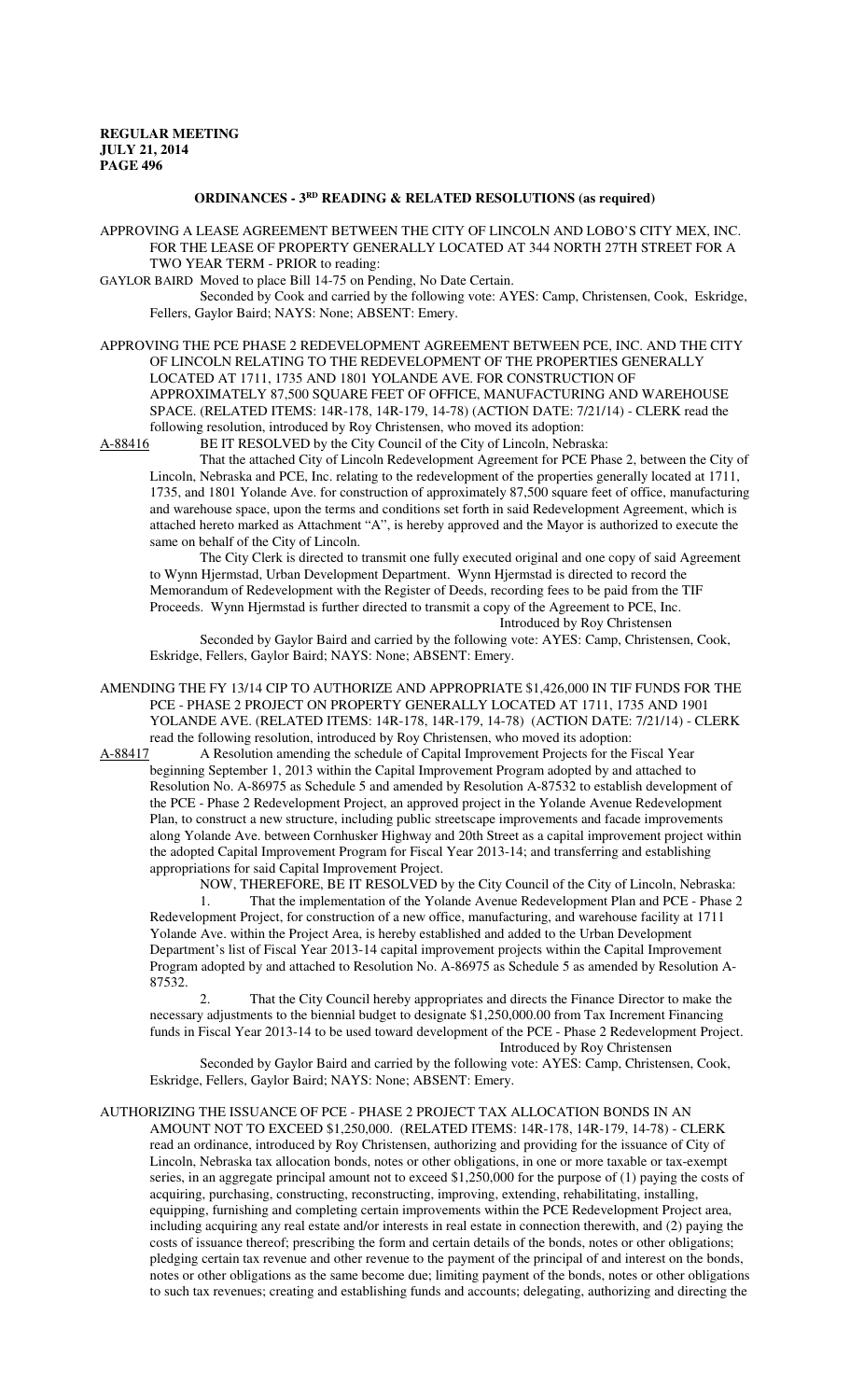## ORDINANCES - 3RD READING & RELATED RESOLUTIONS (as required)

APPROVING A LEASE AGREEMENT BETWEEN THE CITY OF LINCOLN AND LOBO'S CITY MEX, INC. FOR THE LEASE OF PROPERTY GENERALLY LOCATED AT 344 NORTH 27TH STREET FOR A TWO YEAR TERM - PRIOR to reading:

GAYLOR BAIRD Moved to place Bill 14-75 on Pending, No Date Certain.

Seconded by Cook and carried by the following vote: AYES: Camp, Christensen, Cook, Eskridge, Fellers, Gaylor Baird; NAYS: None; ABSENT: Emery.

APPROVING THE PCE PHASE 2 REDEVELOPMENT AGREEMENT BETWEEN PCE, INC. AND THE CITY OF LINCOLN RELATING TO THE REDEVELOPMENT OF THE PROPERTIES GENERALLY LOCATED AT 1711, 1735 AND 1801 YOLANDE AVE. FOR CONSTRUCTION OF APPROXIMATELY 87,500 SQUARE FEET OF OFFICE, MANUFACTURING AND WAREHOUSE SPACE. (RELATED ITEMS: 14R-178, 14R-179, 14-78) (ACTION DATE: 7/21/14) - CLERK read the following resolution, introduced by Roy Christensen, who moved its adoption:

A-88416 BE IT RESOLVED by the City Council of the City of Lincoln, Nebraska:

That the attached City of Lincoln Redevelopment Agreement for PCE Phase 2, between the City of Lincoln, Nebraska and PCE, Inc. relating to the redevelopment of the properties generally located at 1711, 1735, and 1801 Yolande Ave. for construction of approximately 87,500 square feet of office, manufacturing and warehouse space, upon the terms and conditions set forth in said Redevelopment Agreement, which is attached hereto marked as Attachment "A", is hereby approved and the Mayor is authorized to execute the same on behalf of the City of Lincoln.

The City Clerk is directed to transmit one fully executed original and one copy of said Agreement to Wynn Hjermstad, Urban Development Department. Wynn Hjermstad is directed to record the Memorandum of Redevelopment with the Register of Deeds, recording fees to be paid from the TIF Proceeds. Wynn Hjermstad is further directed to transmit a copy of the Agreement to PCE, Inc.

Introduced by Roy Christensen

Seconded by Gaylor Baird and carried by the following vote: AYES: Camp, Christensen, Cook, Eskridge, Fellers, Gaylor Baird; NAYS: None; ABSENT: Emery.

AMENDING THE FY 13/14 CIP TO AUTHORIZE AND APPROPRIATE $1,426,000 IN TIF FUNDS FOR THE PCE - PHASE 2 PROJECT ON PROPERTY GENERALLY LOCATED AT 1711, 1735 AND 1901 YOLANDE AVE. (RELATED ITEMS: 14R-178, 14R-179, 14-78) (ACTION DATE: 7/21/14) - CLERK read the following resolution, introduced by Roy Christensen, who moved its adoption:

A-88417 A Resolution amending the schedule of Capital Improvement Projects for the Fiscal Year beginning September 1, 2013 within the Capital Improvement Program adopted by and attached to Resolution No. A-86975 as Schedule 5 and amended by Resolution A-87532 to establish development of the PCE - Phase 2 Redevelopment Project, an approved project in the Yolande Avenue Redevelopment Plan, to construct a new structure, including public streetscape improvements and facade improvements along Yolande Ave. between Cornhusker Highway and 20th Street as a capital improvement project within the adopted Capital Improvement Program for Fiscal Year 2013-14; and transferring and establishing appropriations for said Capital Improvement Project.

NOW, THEREFORE, BE IT RESOLVED by the City Council of the City of Lincoln, Nebraska:

1. That the implementation of the Yolande Avenue Redevelopment Plan and PCE - Phase 2 Redevelopment Project, for construction of a new office, manufacturing, and warehouse facility at 1711 Yolande Ave. within the Project Area, is hereby established and added to the Urban Development Department's list of Fiscal Year 2013-14 capital improvement projects within the Capital Improvement Program adopted by and attached to Resolution No. A-86975 as Schedule 5 as amended by Resolution A-87532.

2. That the City Council hereby appropriates and directs the Finance Director to make the necessary adjustments to the biennial budget to designate $1,250,000.00 from Tax Increment Financing funds in Fiscal Year 2013-14 to be used toward development of the PCE - Phase 2 Redevelopment Project.

Introduced by Roy Christensen

Seconded by Gaylor Baird and carried by the following vote: AYES: Camp, Christensen, Cook, Eskridge, Fellers, Gaylor Baird; NAYS: None; ABSENT: Emery.

AUTHORIZING THE ISSUANCE OF PCE - PHASE 2 PROJECT TAX ALLOCATION BONDS IN AN AMOUNT NOT TO EXCEED $1,250,000. (RELATED ITEMS: 14R-178, 14R-179, 14-78) - CLERK read an ordinance, introduced by Roy Christensen, authorizing and providing for the issuance of City of Lincoln, Nebraska tax allocation bonds, notes or other obligations, in one or more taxable or tax-exempt series, in an aggregate principal amount not to exceed $1,250,000 for the purpose of (1) paying the costs of acquiring, purchasing, constructing, reconstructing, improving, extending, rehabilitating, installing, equipping, furnishing and completing certain improvements within the PCE Redevelopment Project area, including acquiring any real estate and/or interests in real estate in connection therewith, and (2) paying the costs of issuance thereof; prescribing the form and certain details of the bonds, notes or other obligations; pledging certain tax revenue and other revenue to the payment of the principal of and interest on the bonds, notes or other obligations as the same become due; limiting payment of the bonds, notes or other obligations to such tax revenues; creating and establishing funds and accounts; delegating, authorizing and directing the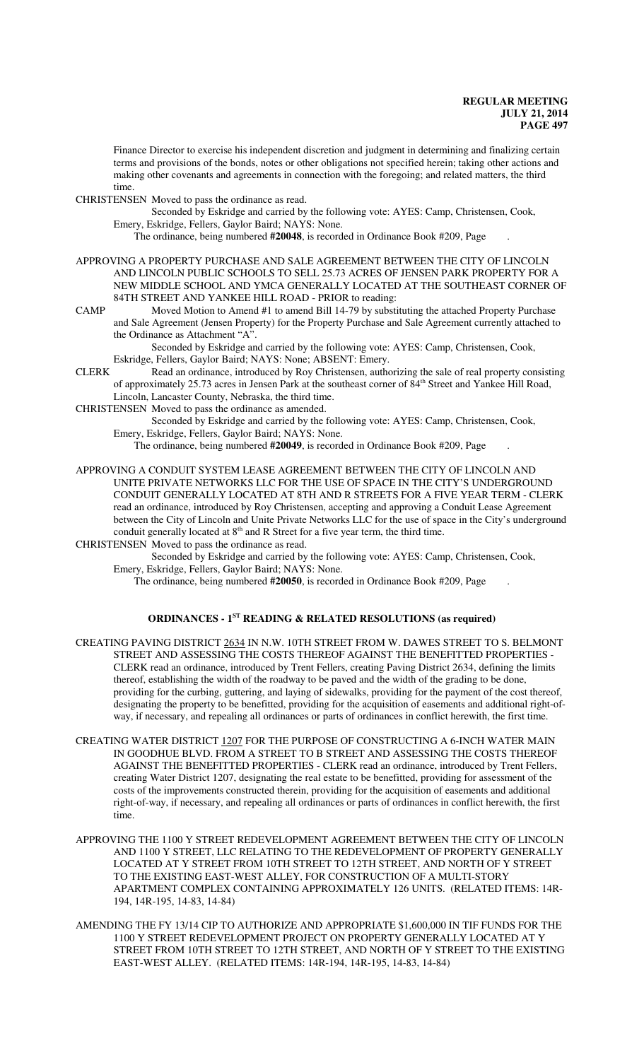Finance Director to exercise his independent discretion and judgment in determining and finalizing certain terms and provisions of the bonds, notes or other obligations not specified herein; taking other actions and making other covenants and agreements in connection with the foregoing; and related matters, the third time.

CHRISTENSEN Moved to pass the ordinance as read.

Seconded by Eskridge and carried by the following vote: AYES: Camp, Christensen, Cook, Emery, Eskridge, Fellers, Gaylor Baird; NAYS: None.

The ordinance, being numbered **#20048**, is recorded in Ordinance Book #209, Page .

APPROVING A PROPERTY PURCHASE AND SALE AGREEMENT BETWEEN THE CITY OF LINCOLN AND LINCOLN PUBLIC SCHOOLS TO SELL 25.73 ACRES OF JENSEN PARK PROPERTY FOR A NEW MIDDLE SCHOOL AND YMCA GENERALLY LOCATED AT THE SOUTHEAST CORNER OF 84TH STREET AND YANKEE HILL ROAD - PRIOR to reading:

CAMP Moved Motion to Amend #1 to amend Bill 14-79 by substituting the attached Property Purchase and Sale Agreement (Jensen Property) for the Property Purchase and Sale Agreement currently attached to the Ordinance as Attachment "A".

Seconded by Eskridge and carried by the following vote: AYES: Camp, Christensen, Cook, Eskridge, Fellers, Gaylor Baird; NAYS: None; ABSENT: Emery.

CLERK Read an ordinance, introduced by Roy Christensen, authorizing the sale of real property consisting of approximately 25.73 acres in Jensen Park at the southeast corner of 84th Street and Yankee Hill Road, Lincoln, Lancaster County, Nebraska, the third time.

CHRISTENSEN Moved to pass the ordinance as amended.

Seconded by Eskridge and carried by the following vote: AYES: Camp, Christensen, Cook, Emery, Eskridge, Fellers, Gaylor Baird; NAYS: None.

The ordinance, being numbered **#20049**, is recorded in Ordinance Book #209, Page .

APPROVING A CONDUIT SYSTEM LEASE AGREEMENT BETWEEN THE CITY OF LINCOLN AND UNITE PRIVATE NETWORKS LLC FOR THE USE OF SPACE IN THE CITY'S UNDERGROUND CONDUIT GENERALLY LOCATED AT 8TH AND R STREETS FOR A FIVE YEAR TERM - CLERK read an ordinance, introduced by Roy Christensen, accepting and approving a Conduit Lease Agreement between the City of Lincoln and Unite Private Networks LLC for the use of space in the City's underground conduit generally located at 8th and R Street for a five year term, the third time.

CHRISTENSEN Moved to pass the ordinance as read.

Seconded by Eskridge and carried by the following vote: AYES: Camp, Christensen, Cook, Emery, Eskridge, Fellers, Gaylor Baird; NAYS: None.

The ordinance, being numbered **#20050**, is recorded in Ordinance Book #209, Page .

## ORDINANCES - 1ST READING & RELATED RESOLUTIONS (as required)

CREATING PAVING DISTRICT 2634 IN N.W. 10TH STREET FROM W. DAWES STREET TO S. BELMONT STREET AND ASSESSING THE COSTS THEREOF AGAINST THE BENEFITTED PROPERTIES - CLERK read an ordinance, introduced by Trent Fellers, creating Paving District 2634, defining the limits thereof, establishing the width of the roadway to be paved and the width of the grading to be done, providing for the curbing, guttering, and laying of sidewalks, providing for the payment of the cost thereof, designating the property to be benefitted, providing for the acquisition of easements and additional right-of-way, if necessary, and repealing all ordinances or parts of ordinances in conflict herewith, the first time.

CREATING WATER DISTRICT 1207 FOR THE PURPOSE OF CONSTRUCTING A 6-INCH WATER MAIN IN GOODHUE BLVD. FROM A STREET TO B STREET AND ASSESSING THE COSTS THEREOF AGAINST THE BENEFITTED PROPERTIES - CLERK read an ordinance, introduced by Trent Fellers, creating Water District 1207, designating the real estate to be benefitted, providing for assessment of the costs of the improvements constructed therein, providing for the acquisition of easements and additional right-of-way, if necessary, and repealing all ordinances or parts of ordinances in conflict herewith, the first time.

APPROVING THE 1100 Y STREET REDEVELOPMENT AGREEMENT BETWEEN THE CITY OF LINCOLN AND 1100 Y STREET, LLC RELATING TO THE REDEVELOPMENT OF PROPERTY GENERALLY LOCATED AT Y STREET FROM 10TH STREET TO 12TH STREET, AND NORTH OF Y STREET TO THE EXISTING EAST-WEST ALLEY, FOR CONSTRUCTION OF A MULTI-STORY APARTMENT COMPLEX CONTAINING APPROXIMATELY 126 UNITS. (RELATED ITEMS: 14R-194, 14R-195, 14-83, 14-84)

AMENDING THE FY 13/14 CIP TO AUTHORIZE AND APPROPRIATE $1,600,000 IN TIF FUNDS FOR THE 1100 Y STREET REDEVELOPMENT PROJECT ON PROPERTY GENERALLY LOCATED AT Y STREET FROM 10TH STREET TO 12TH STREET, AND NORTH OF Y STREET TO THE EXISTING EAST-WEST ALLEY. (RELATED ITEMS: 14R-194, 14R-195, 14-83, 14-84)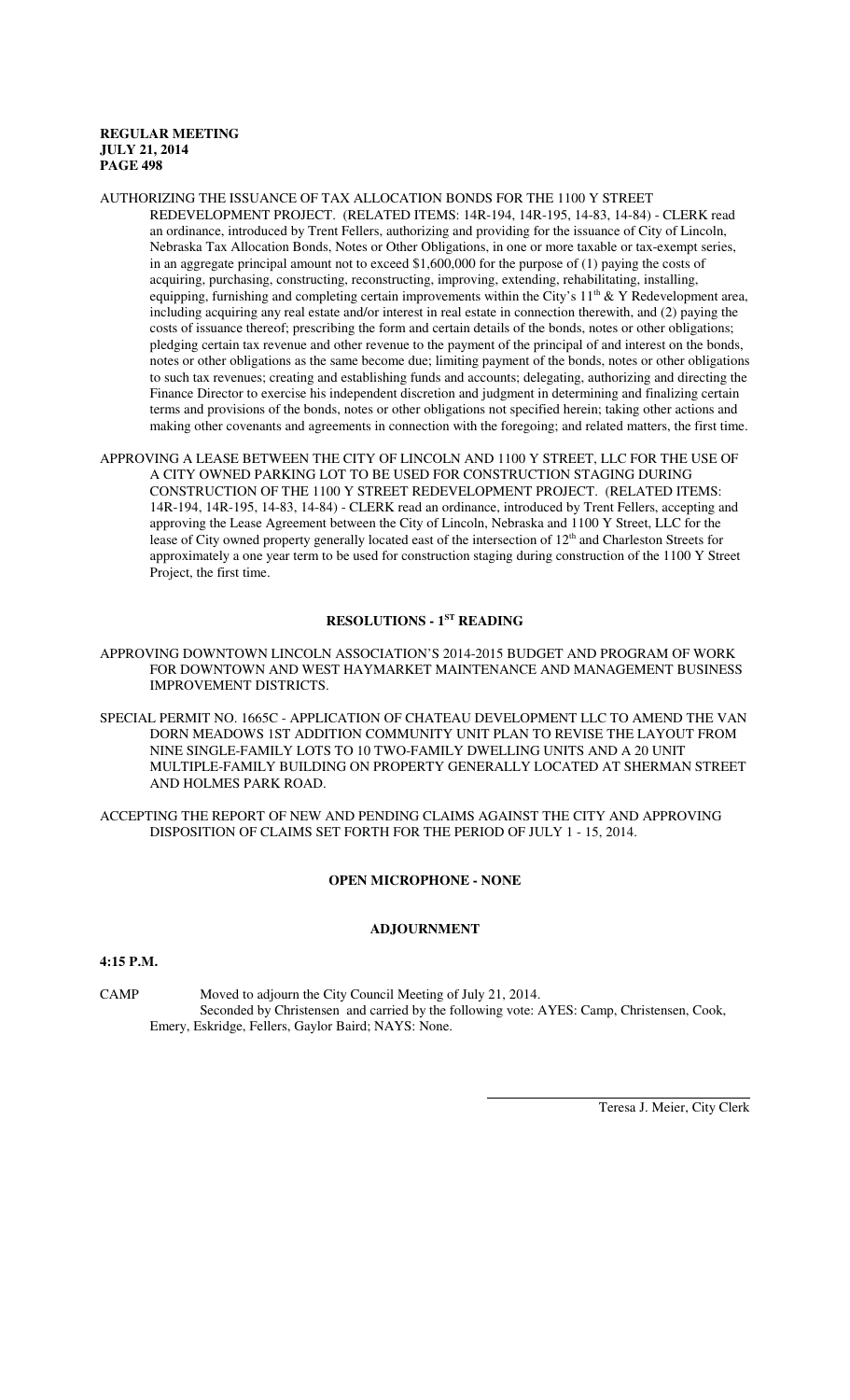AUTHORIZING THE ISSUANCE OF TAX ALLOCATION BONDS FOR THE 1100 Y STREET REDEVELOPMENT PROJECT. (RELATED ITEMS: 14R-194, 14R-195, 14-83, 14-84) - CLERK read an ordinance, introduced by Trent Fellers, authorizing and providing for the issuance of City of Lincoln, Nebraska Tax Allocation Bonds, Notes or Other Obligations, in one or more taxable or tax-exempt series, in an aggregate principal amount not to exceed $1,600,000 for the purpose of (1) paying the costs of acquiring, purchasing, constructing, reconstructing, improving, extending, rehabilitating, installing, equipping, furnishing and completing certain improvements within the City's 11th & Y Redevelopment area, including acquiring any real estate and/or interest in real estate in connection therewith, and (2) paying the costs of issuance thereof; prescribing the form and certain details of the bonds, notes or other obligations; pledging certain tax revenue and other revenue to the payment of the principal of and interest on the bonds, notes or other obligations as the same become due; limiting payment of the bonds, notes or other obligations to such tax revenues; creating and establishing funds and accounts; delegating, authorizing and directing the Finance Director to exercise his independent discretion and judgment in determining and finalizing certain terms and provisions of the bonds, notes or other obligations not specified herein; taking other actions and making other covenants and agreements in connection with the foregoing; and related matters, the first time.

APPROVING A LEASE BETWEEN THE CITY OF LINCOLN AND 1100 Y STREET, LLC FOR THE USE OF A CITY OWNED PARKING LOT TO BE USED FOR CONSTRUCTION STAGING DURING CONSTRUCTION OF THE 1100 Y STREET REDEVELOPMENT PROJECT. (RELATED ITEMS: 14R-194, 14R-195, 14-83, 14-84) - CLERK read an ordinance, introduced by Trent Fellers, accepting and approving the Lease Agreement between the City of Lincoln, Nebraska and 1100 Y Street, LLC for the lease of City owned property generally located east of the intersection of 12th and Charleston Streets for approximately a one year term to be used for construction staging during construction of the 1100 Y Street Project, the first time.

## RESOLUTIONS - 1ST READING

APPROVING DOWNTOWN LINCOLN ASSOCIATION'S 2014-2015 BUDGET AND PROGRAM OF WORK FOR DOWNTOWN AND WEST HAYMARKET MAINTENANCE AND MANAGEMENT BUSINESS IMPROVEMENT DISTRICTS.

SPECIAL PERMIT NO. 1665C - APPLICATION OF CHATEAU DEVELOPMENT LLC TO AMEND THE VAN DORN MEADOWS 1ST ADDITION COMMUNITY UNIT PLAN TO REVISE THE LAYOUT FROM NINE SINGLE-FAMILY LOTS TO 10 TWO-FAMILY DWELLING UNITS AND A 20 UNIT MULTIPLE-FAMILY BUILDING ON PROPERTY GENERALLY LOCATED AT SHERMAN STREET AND HOLMES PARK ROAD.

ACCEPTING THE REPORT OF NEW AND PENDING CLAIMS AGAINST THE CITY AND APPROVING DISPOSITION OF CLAIMS SET FORTH FOR THE PERIOD OF JULY 1 - 15, 2014.

## OPEN MICROPHONE - NONE

## ADJOURNMENT

**4:15 P.M.**

CAMP Moved to adjourn the City Council Meeting of July 21, 2014.
Seconded by Christensen and carried by the following vote: AYES: Camp, Christensen, Cook, Emery, Eskridge, Fellers, Gaylor Baird; NAYS: None.

Teresa J. Meier, City Clerk